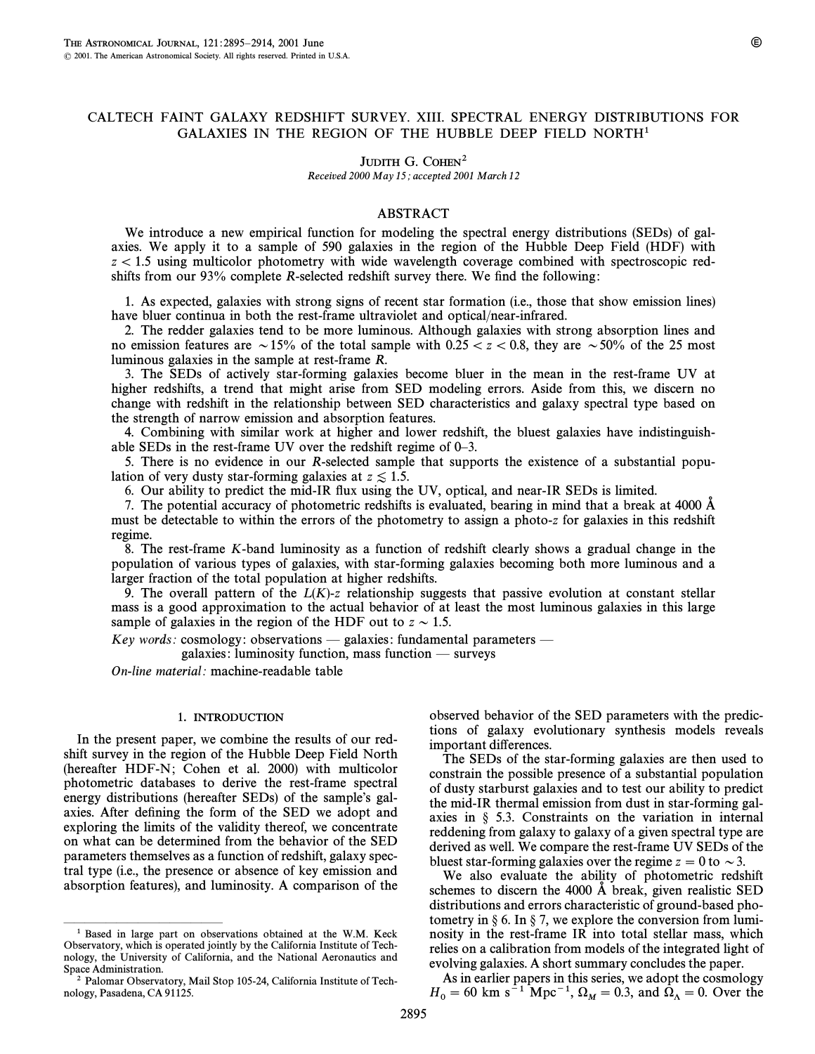# CALTECH FAINT GALAXY REDSHIFT SURVEY. XIII. SPECTRAL ENERGY DISTRIBUTIONS FOR GALAXIES IN THE REGION OF THE HUBBLE DEEP FIELD NORTH[1]

JUDITH G. COHEN[2]

*Received 2000 May 15; accepted 2001 March 12*

## ABSTRACT

We introduce a new empirical function for modeling the spectral energy distributions (SEDs) of galaxies. We apply it to a sample of 590 galaxies in the region of the Hubble Deep Field (HDF) with $z < 1.5$ using multicolor photometry with wide wavelength coverage combined with spectroscopic redshifts from our 93% complete $R$-selected redshift survey there. We find the following:

1. As expected, galaxies with strong signs of recent star formation (i.e., those that show emission lines) have bluer continua in both the rest-frame ultraviolet and optical/near-infrared.
2. The redder galaxies tend to be more luminous. Although galaxies with strong absorption lines and no emission features are $\sim 15\%$ of the total sample with $0.25 < z < 0.8$, they are $\sim 50\%$ of the 25 most luminous galaxies in the sample at rest-frame $R$.
3. The SEDs of actively star-forming galaxies become bluer in the mean in the rest-frame UV at higher redshifts, a trend that might arise from SED modeling errors. Aside from this, we discern no change with redshift in the relationship between SED characteristics and galaxy spectral type based on the strength of narrow emission and absorption features.
4. Combining with similar work at higher and lower redshift, the bluest galaxies have indistinguishable SEDs in the rest-frame UV over the redshift regime of 0–3.
5. There is no evidence in our $R$-selected sample that supports the existence of a substantial population of very dusty star-forming galaxies at $z \lesssim 1.5$.
6. Our ability to predict the mid-IR flux using the UV, optical, and near-IR SEDs is limited.
7. The potential accuracy of photometric redshifts is evaluated, bearing in mind that a break at 4000 Å must be detectable to within the errors of the photometry to assign a photo-$z$ for galaxies in this redshift regime.
8. The rest-frame $K$-band luminosity as a function of redshift clearly shows a gradual change in the population of various types of galaxies, with star-forming galaxies becoming both more luminous and a larger fraction of the total population at higher redshifts.
9. The overall pattern of the $L(K)$-$z$ relationship suggests that passive evolution at constant stellar mass is a good approximation to the actual behavior of at least the most luminous galaxies in this large sample of galaxies in the region of the HDF out to $z \sim 1.5$.

*Key words:* cosmology: observations — galaxies: fundamental parameters — galaxies: luminosity function, mass function — surveys

*On-line material:* machine-readable table

## 1. INTRODUCTION

In the present paper, we combine the results of our redshift survey in the region of the Hubble Deep Field North (hereafter HDF-N; Cohen et al. 2000) with multicolor photometric databases to derive the rest-frame spectral energy distributions (hereafter SEDs) of the sample's galaxies. After defining the form of the SED we adopt and exploring the limits of the validity thereof, we concentrate on what can be determined from the behavior of the SED parameters themselves as a function of redshift, galaxy spectral type (i.e., the presence or absence of key emission and absorption features), and luminosity. A comparison of the observed behavior of the SED parameters with the predictions of galaxy evolutionary synthesis models reveals important differences.

The SEDs of the star-forming galaxies are then used to constrain the possible presence of a substantial population of dusty starburst galaxies and to test our ability to predict the mid-IR thermal emission from dust in star-forming galaxies in § 5.3. Constraints on the variation in internal reddening from galaxy to galaxy of a given spectral type are derived as well. We compare the rest-frame UV SEDs of the bluest star-forming galaxies over the regime $z = 0$ to $\sim 3$.

We also evaluate the ability of photometric redshift schemes to discern the 4000 Å break, given realistic SED distributions and errors characteristic of ground-based photometry in § 6. In § 7, we explore the conversion from luminosity in the rest-frame IR into total stellar mass, which relies on a calibration from models of the integrated light of evolving galaxies. A short summary concludes the paper.

As in earlier papers in this series, we adopt the cosmology $H_0 = 60$ km s$^{-1}$ Mpc$^{-1}$, $\Omega_M = 0.3$, and $\Omega_\Lambda = 0$. Over the

---

[1] Based in large part on observations obtained at the W.M. Keck Observatory, which is operated jointly by the California Institute of Technology, the University of California, and the National Aeronautics and Space Administration.

[2] Palomar Observatory, Mail Stop 105-24, California Institute of Technology, Pasadena, CA 91125.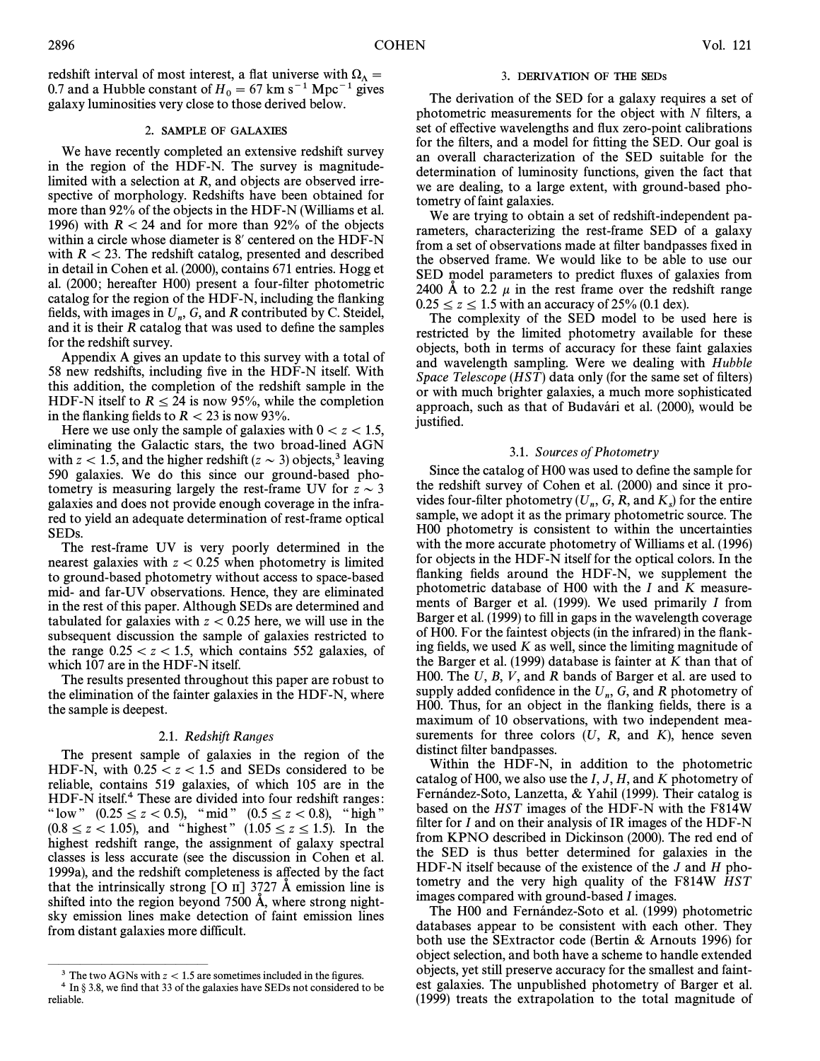redshift interval of most interest, a flat universe with $\Omega_\Lambda = 0.7$ and a Hubble constant of $H_0 = 67$ km s$^{-1}$ Mpc$^{-1}$ gives galaxy luminosities very close to those derived below.

## 2. SAMPLE OF GALAXIES

We have recently completed an extensive redshift survey in the region of the HDF-N. The survey is magnitude-limited with a selection at $R$, and objects are observed irrespective of morphology. Redshifts have been obtained for more than 92% of the objects in the HDF-N (Williams et al. 1996) with $R < 24$ and for more than 92% of the objects within a circle whose diameter is 8′ centered on the HDF-N with $R < 23$. The redshift catalog, presented and described in detail in Cohen et al. (2000), contains 671 entries. Hogg et al. (2000; hereafter H00) present a four-filter photometric catalog for the region of the HDF-N, including the flanking fields, with images in $U_n$, $G$, and $R$ contributed by C. Steidel, and it is their $R$ catalog that was used to define the samples for the redshift survey.

Appendix A gives an update to this survey with a total of 58 new redshifts, including five in the HDF-N itself. With this addition, the completion of the redshift sample in the HDF-N itself to $R \leq 24$ is now 95%, while the completion in the flanking fields to $R < 23$ is now 93%.

Here we use only the sample of galaxies with $0 < z < 1.5$, eliminating the Galactic stars, the two broad-lined AGN with $z < 1.5$, and the higher redshift ($z \sim 3$) objects,[3] leaving 590 galaxies. We do this since our ground-based photometry is measuring largely the rest-frame UV for $z \sim 3$ galaxies and does not provide enough coverage in the infrared to yield an adequate determination of rest-frame optical SEDs.

The rest-frame UV is very poorly determined in the nearest galaxies with $z < 0.25$ when photometry is limited to ground-based photometry without access to space-based mid- and far-UV observations. Hence, they are eliminated in the rest of this paper. Although SEDs are determined and tabulated for galaxies with $z < 0.25$ here, we will use in the subsequent discussion the sample of galaxies restricted to the range $0.25 < z < 1.5$, which contains 552 galaxies, of which 107 are in the HDF-N itself.

The results presented throughout this paper are robust to the elimination of the fainter galaxies in the HDF-N, where the sample is deepest.

### 2.1. *Redshift Ranges*

The present sample of galaxies in the region of the HDF-N, with $0.25 < z < 1.5$ and SEDs considered to be reliable, contains 519 galaxies, of which 105 are in the HDF-N itself.[4] These are divided into four redshift ranges: "low" ($0.25 \leq z < 0.5$), "mid" ($0.5 \leq z < 0.8$), "high" ($0.8 \leq z < 1.05$), and "highest" ($1.05 \leq z \leq 1.5$). In the highest redshift range, the assignment of galaxy spectral classes is less accurate (see the discussion in Cohen et al. 1999a), and the redshift completeness is affected by the fact that the intrinsically strong [O II] 3727 Å emission line is shifted into the region beyond 7500 Å, where strong night-sky emission lines make detection of faint emission lines from distant galaxies more difficult.

[3] The two AGNs with $z < 1.5$ are sometimes included in the figures.

[4] In § 3.8, we find that 33 of the galaxies have SEDs not considered to be reliable.

## 3. DERIVATION OF THE SEDs

The derivation of the SED for a galaxy requires a set of photometric measurements for the object with $N$ filters, a set of effective wavelengths and flux zero-point calibrations for the filters, and a model for fitting the SED. Our goal is an overall characterization of the SED suitable for the determination of luminosity functions, given the fact that we are dealing, to a large extent, with ground-based photometry of faint galaxies.

We are trying to obtain a set of redshift-independent parameters, characterizing the rest-frame SED of a galaxy from a set of observations made at filter bandpasses fixed in the observed frame. We would like to be able to use our SED model parameters to predict fluxes of galaxies from 2400 Å to 2.2 $\mu$ in the rest frame over the redshift range $0.25 \leq z \leq 1.5$ with an accuracy of 25% (0.1 dex).

The complexity of the SED model to be used here is restricted by the limited photometry available for these objects, both in terms of accuracy for these faint galaxies and wavelength sampling. Were we dealing with *Hubble Space Telescope* (*HST*) data only (for the same set of filters) or with much brighter galaxies, a much more sophisticated approach, such as that of Budavári et al. (2000), would be justified.

### 3.1. *Sources of Photometry*

Since the catalog of H00 was used to define the sample for the redshift survey of Cohen et al. (2000) and since it provides four-filter photometry ($U_n$, $G$, $R$, and $K_s$) for the entire sample, we adopt it as the primary photometric source. The H00 photometry is consistent to within the uncertainties with the more accurate photometry of Williams et al. (1996) for objects in the HDF-N itself for the optical colors. In the flanking fields around the HDF-N, we supplement the photometric database of H00 with the $I$ and $K$ measurements of Barger et al. (1999). We used primarily $I$ from Barger et al. (1999) to fill in gaps in the wavelength coverage of H00. For the faintest objects (in the infrared) in the flanking fields, we used $K$ as well, since the limiting magnitude of the Barger et al. (1999) database is fainter at $K$ than that of H00. The $U$, $B$, $V$, and $R$ bands of Barger et al. are used to supply added confidence in the $U_n$, $G$, and $R$ photometry of H00. Thus, for an object in the flanking fields, there is a maximum of 10 observations, with two independent measurements for three colors ($U$, $R$, and $K$), hence seven distinct filter bandpasses.

Within the HDF-N, in addition to the photometric catalog of H00, we also use the $I$, $J$, $H$, and $K$ photometry of Fernández-Soto, Lanzetta, & Yahil (1999). Their catalog is based on the *HST* images of the HDF-N with the F814W filter for $I$ and on their analysis of IR images of the HDF-N from KPNO described in Dickinson (2000). The red end of the SED is thus better determined for galaxies in the HDF-N itself because of the existence of the $J$ and $H$ photometry and the very high quality of the F814W *HST* images compared with ground-based $I$ images.

The H00 and Fernández-Soto et al. (1999) photometric databases appear to be consistent with each other. They both use the SExtractor code (Bertin & Arnouts 1996) for object selection, and both have a scheme to handle extended objects, yet still preserve accuracy for the smallest and faintest galaxies. The unpublished photometry of Barger et al. (1999) treats the extrapolation to the total magnitude of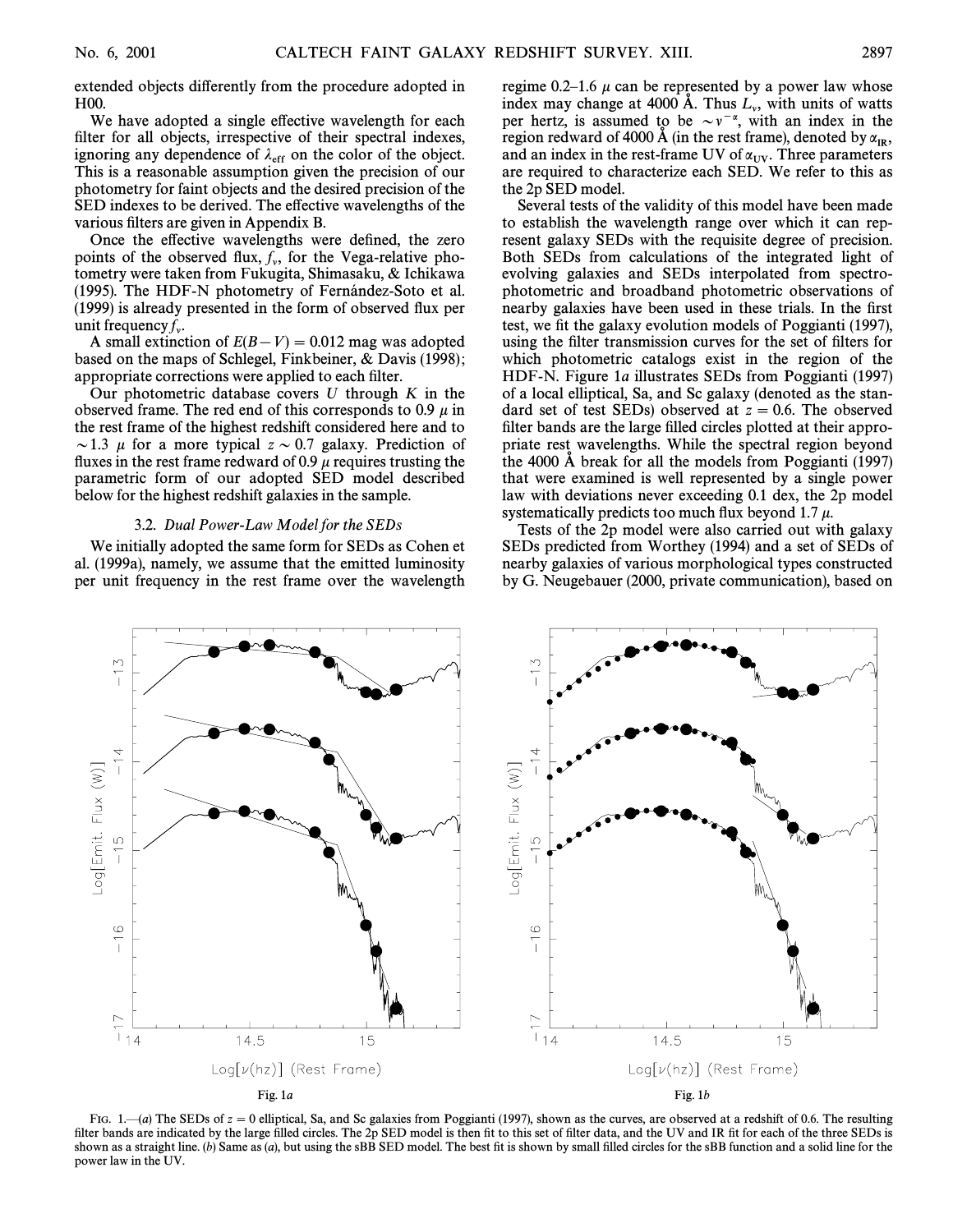extended objects differently from the procedure adopted in H00.

We have adopted a single effective wavelength for each filter for all objects, irrespective of their spectral indexes, ignoring any dependence of $\lambda_{\rm eff}$ on the color of the object. This is a reasonable assumption given the precision of our photometry for faint objects and the desired precision of the SED indexes to be derived. The effective wavelengths of the various filters are given in Appendix B.

Once the effective wavelengths were defined, the zero points of the observed flux, $f_\nu$, for the Vega-relative photometry were taken from Fukugita, Shimasaku, & Ichikawa (1995). The HDF-N photometry of Fernández-Soto et al. (1999) is already presented in the form of observed flux per unit frequency $f_\nu$.

A small extinction of $E(B-V) = 0.012$ mag was adopted based on the maps of Schlegel, Finkbeiner, & Davis (1998); appropriate corrections were applied to each filter.

Our photometric database covers $U$ through $K$ in the observed frame. The red end of this corresponds to 0.9 $\mu$ in the rest frame of the highest redshift considered here and to $\sim$1.3 $\mu$ for a more typical $z \sim 0.7$ galaxy. Prediction of fluxes in the rest frame redward of 0.9 $\mu$ requires trusting the parametric form of our adopted SED model described below for the highest redshift galaxies in the sample.

### 3.2. *Dual Power-Law Model for the SEDs*

We initially adopted the same form for SEDs as Cohen et al. (1999a), namely, we assume that the emitted luminosity per unit frequency in the rest frame over the wavelength regime 0.2–1.6 $\mu$ can be represented by a power law whose index may change at 4000 Å. Thus $L_\nu$, with units of watts per hertz, is assumed to be $\sim \nu^{-\alpha}$, with an index in the region redward of 4000 Å (in the rest frame), denoted by $\alpha_{\rm IR}$, and an index in the rest-frame UV of $\alpha_{\rm UV}$. Three parameters are required to characterize each SED. We refer to this as the 2p SED model.

Several tests of the validity of this model have been made to establish the wavelength range over which it can represent galaxy SEDs with the requisite degree of precision. Both SEDs from calculations of the integrated light of evolving galaxies and SEDs interpolated from spectrophotometric and broadband photometric observations of nearby galaxies have been used in these trials. In the first test, we fit the galaxy evolution models of Poggianti (1997), using the filter transmission curves for the set of filters for which photometric catalogs exist in the region of the HDF-N. Figure 1*a* illustrates SEDs from Poggianti (1997) of a local elliptical, Sa, and Sc galaxy (denoted as the standard set of test SEDs) observed at $z = 0.6$. The observed filter bands are the large filled circles plotted at their appropriate rest wavelengths. While the spectral region beyond the 4000 Å break for all the models from Poggianti (1997) that were examined is well represented by a single power law with deviations never exceeding 0.1 dex, the 2p model systematically predicts too much flux beyond 1.7 $\mu$.

Tests of the 2p model were also carried out with galaxy SEDs predicted from Worthey (1994) and a set of SEDs of nearby galaxies of various morphological types constructed by G. Neugebauer (2000, private communication), based on

Fig. 1*a* Fig. 1*b*

FIG. 1.—(*a*) The SEDs of $z = 0$ elliptical, Sa, and Sc galaxies from Poggianti (1997), shown as the curves, are observed at a redshift of 0.6. The resulting filter bands are indicated by the large filled circles. The 2p SED model is then fit to this set of filter data, and the UV and IR fit for each of the three SEDs is shown as a straight line. (*b*) Same as (*a*), but using the sBB SED model. The best fit is shown by small filled circles for the sBB function and a solid line for the power law in the UV.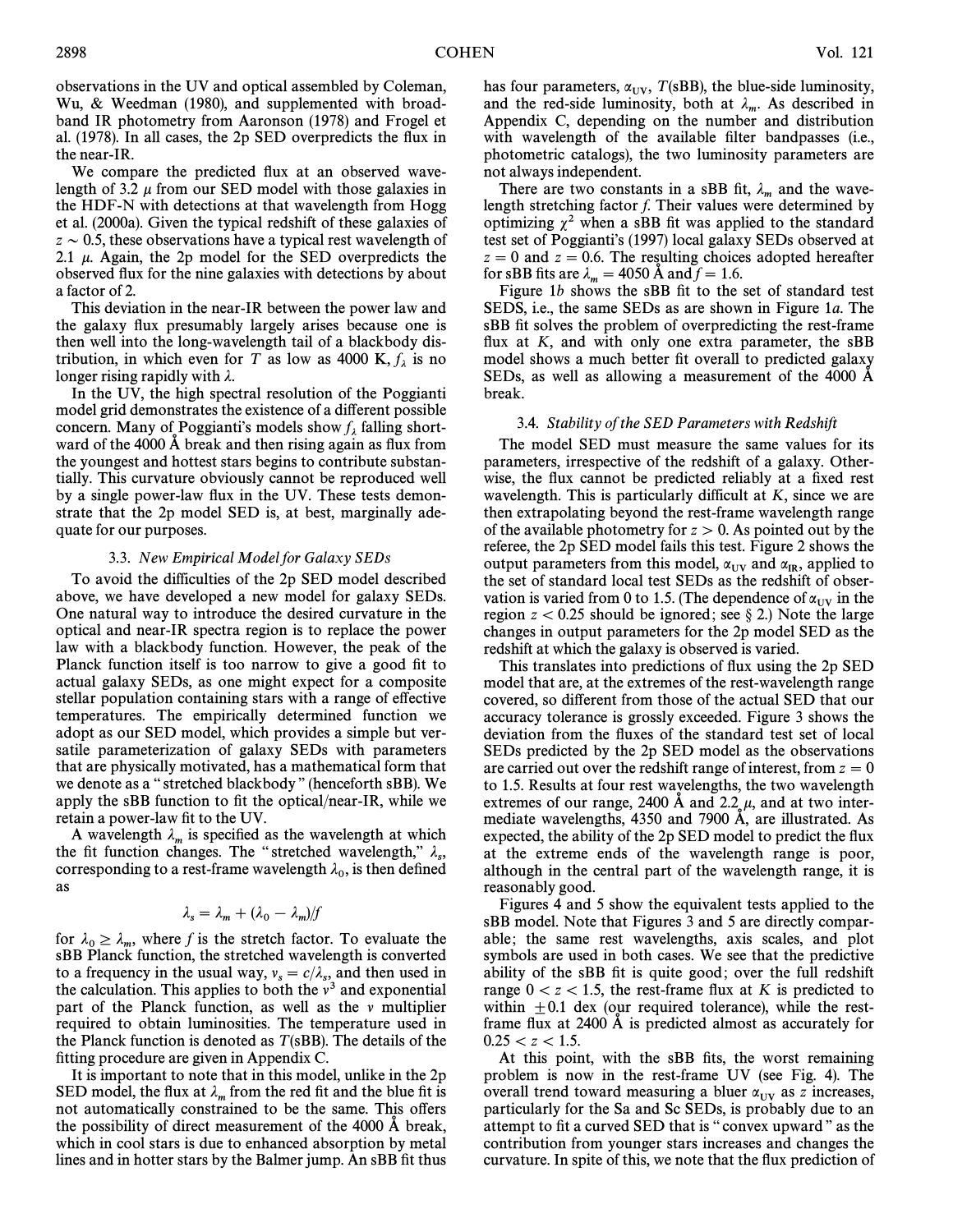observations in the UV and optical assembled by Coleman, Wu, & Weedman (1980), and supplemented with broadband IR photometry from Aaronson (1978) and Frogel et al. (1978). In all cases, the 2p SED overpredicts the flux in the near-IR.

We compare the predicted flux at an observed wavelength of 3.2 $\mu$ from our SED model with those galaxies in the HDF-N with detections at that wavelength from Hogg et al. (2000a). Given the typical redshift of these galaxies of $z \sim 0.5$, these observations have a typical rest wavelength of 2.1 $\mu$. Again, the 2p model for the SED overpredicts the observed flux for the nine galaxies with detections by about a factor of 2.

This deviation in the near-IR between the power law and the galaxy flux presumably largely arises because one is then well into the long-wavelength tail of a blackbody distribution, in which even for $T$ as low as 4000 K, $f_\lambda$ is no longer rising rapidly with $\lambda$.

In the UV, the high spectral resolution of the Poggianti model grid demonstrates the existence of a different possible concern. Many of Poggianti's models show $f_\lambda$ falling shortward of the 4000 Å break and then rising again as flux from the youngest and hottest stars begins to contribute substantially. This curvature obviously cannot be reproduced well by a single power-law flux in the UV. These tests demonstrate that the 2p model SED is, at best, marginally adequate for our purposes.

### 3.3. *New Empirical Model for Galaxy SEDs*

To avoid the difficulties of the 2p SED model described above, we have developed a new model for galaxy SEDs. One natural way to introduce the desired curvature in the optical and near-IR spectra region is to replace the power law with a blackbody function. However, the peak of the Planck function itself is too narrow to give a good fit to actual galaxy SEDs, as one might expect for a composite stellar population containing stars with a range of effective temperatures. The empirically determined function we adopt as our SED model, which provides a simple but versatile parameterization of galaxy SEDs with parameters that are physically motivated, has a mathematical form that we denote as a "stretched blackbody" (henceforth sBB). We apply the sBB function to fit the optical/near-IR, while we retain a power-law fit to the UV.

A wavelength $\lambda_m$ is specified as the wavelength at which the fit function changes. The "stretched wavelength," $\lambda_s$, corresponding to a rest-frame wavelength $\lambda_0$, is then defined as

$$\lambda_s = \lambda_m + (\lambda_0 - \lambda_m)/f$$

for $\lambda_0 \geq \lambda_m$, where $f$ is the stretch factor. To evaluate the sBB Planck function, the stretched wavelength is converted to a frequency in the usual way, $\nu_s = c/\lambda_s$, and then used in the calculation. This applies to both the $\nu^3$ and exponential part of the Planck function, as well as the $\nu$ multiplier required to obtain luminosities. The temperature used in the Planck function is denoted as $T$(sBB). The details of the fitting procedure are given in Appendix C.

It is important to note that in this model, unlike in the 2p SED model, the flux at $\lambda_m$ from the red fit and the blue fit is not automatically constrained to be the same. This offers the possibility of direct measurement of the 4000 Å break, which in cool stars is due to enhanced absorption by metal lines and in hotter stars by the Balmer jump. An sBB fit thus has four parameters, $\alpha_{\rm UV}$, $T$(sBB), the blue-side luminosity, and the red-side luminosity, both at $\lambda_m$. As described in Appendix C, depending on the number and distribution with wavelength of the available filter bandpasses (i.e., photometric catalogs), the two luminosity parameters are not always independent.

There are two constants in a sBB fit, $\lambda_m$ and the wavelength stretching factor $f$. Their values were determined by optimizing $\chi^2$ when a sBB fit was applied to the standard test set of Poggianti's (1997) local galaxy SEDs observed at $z = 0$ and $z = 0.6$. The resulting choices adopted hereafter for sBB fits are $\lambda_m = 4050$ Å and $f = 1.6$.

Figure 1*b* shows the sBB fit to the set of standard test SEDS, i.e., the same SEDs as are shown in Figure 1*a*. The sBB fit solves the problem of overpredicting the rest-frame flux at $K$, and with only one extra parameter, the sBB model shows a much better fit overall to predicted galaxy SEDs, as well as allowing a measurement of the 4000 Å break.

### 3.4. *Stability of the SED Parameters with Redshift*

The model SED must measure the same values for its parameters, irrespective of the redshift of a galaxy. Otherwise, the flux cannot be predicted reliably at a fixed rest wavelength. This is particularly difficult at $K$, since we are then extrapolating beyond the rest-frame wavelength range of the available photometry for $z > 0$. As pointed out by the referee, the 2p SED model fails this test. Figure 2 shows the output parameters from this model, $\alpha_{\rm UV}$ and $\alpha_{\rm IR}$, applied to the set of standard local test SEDs as the redshift of observation is varied from 0 to 1.5. (The dependence of $\alpha_{\rm UV}$ in the region $z < 0.25$ should be ignored; see § 2.) Note the large changes in output parameters for the 2p model SED as the redshift at which the galaxy is observed is varied.

This translates into predictions of flux using the 2p SED model that are, at the extremes of the rest-wavelength range covered, so different from those of the actual SED that our accuracy tolerance is grossly exceeded. Figure 3 shows the deviation from the fluxes of the standard test set of local SEDs predicted by the 2p SED model as the observations are carried out over the redshift range of interest, from $z = 0$ to 1.5. Results at four rest wavelengths, the two wavelength extremes of our range, 2400 Å and 2.2 $\mu$, and at two intermediate wavelengths, 4350 and 7900 Å, are illustrated. As expected, the ability of the 2p SED model to predict the flux at the extreme ends of the wavelength range is poor, although in the central part of the wavelength range, it is reasonably good.

Figures 4 and 5 show the equivalent tests applied to the sBB model. Note that Figures 3 and 5 are directly comparable; the same rest wavelengths, axis scales, and plot symbols are used in both cases. We see that the predictive ability of the sBB fit is quite good; over the full redshift range $0 < z < 1.5$, the rest-frame flux at $K$ is predicted to within $\pm 0.1$ dex (our required tolerance), while the rest-frame flux at 2400 Å is predicted almost as accurately for $0.25 < z < 1.5$.

At this point, with the sBB fits, the worst remaining problem is now in the rest-frame UV (see Fig. 4). The overall trend toward measuring a bluer $\alpha_{\rm UV}$ as $z$ increases, particularly for the Sa and Sc SEDs, is probably due to an attempt to fit a curved SED that is "convex upward" as the contribution from younger stars increases and changes the curvature. In spite of this, we note that the flux prediction of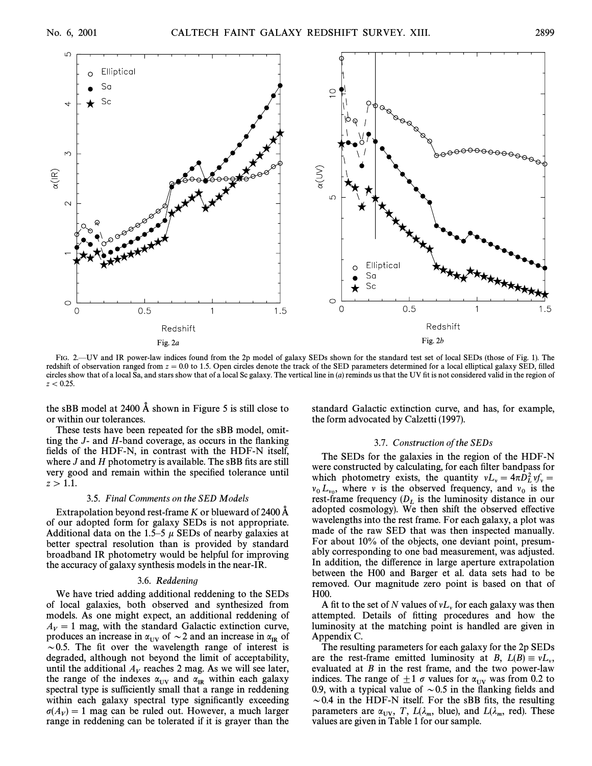Fig. 2a

Fig. 2b

FIG. 2.—UV and IR power-law indices found from the 2p model of galaxy SEDs shown for the standard test set of local SEDs (those of Fig. 1). The redshift of observation ranged from $z = 0.0$ to 1.5. Open circles denote the track of the SED parameters determined for a local elliptical galaxy SED, filled circles show that of a local Sa, and stars show that of a local Sc galaxy. The vertical line in (a) reminds us that the UV fit is not considered valid in the region of $z < 0.25$.

the sBB model at 2400 Å shown in Figure 5 is still close to or within our tolerances.

These tests have been repeated for the sBB model, omitting the J- and H-band coverage, as occurs in the flanking fields of the HDF-N, in contrast with the HDF-N itself, where J and H photometry is available. The sBB fits are still very good and remain within the specified tolerance until $z > 1.1$.

### 3.5. *Final Comments on the SED Models*

Extrapolation beyond rest-frame K or blueward of 2400 Å of our adopted form for galaxy SEDs is not appropriate. Additional data on the 1.5–5 $\mu$ SEDs of nearby galaxies at better spectral resolution than is provided by standard broadband IR photometry would be helpful for improving the accuracy of galaxy synthesis models in the near-IR.

### 3.6. *Reddening*

We have tried adding additional reddening to the SEDs of local galaxies, both observed and synthesized from models. As one might expect, an additional reddening of $A_V = 1$ mag, with the standard Galactic extinction curve, produces an increase in $\alpha_{\rm UV}$ of $\sim 2$ and an increase in $\alpha_{\rm IR}$ of $\sim 0.5$. The fit over the wavelength range of interest is degraded, although not beyond the limit of acceptability, until the additional $A_V$ reaches 2 mag. As we will see later, the range of the indexes $\alpha_{\rm UV}$ and $\alpha_{\rm IR}$ within each galaxy spectral type is sufficiently small that a range in reddening within each galaxy spectral type significantly exceeding $\sigma(A_V) = 1$ mag can be ruled out. However, a much larger range in reddening can be tolerated if it is grayer than the standard Galactic extinction curve, and has, for example, the form advocated by Calzetti (1997).

### 3.7. *Construction of the SEDs*

The SEDs for the galaxies in the region of the HDF-N were constructed by calculating, for each filter bandpass for which photometry exists, the quantity $\nu L_\nu = 4\pi D_L^2 \nu f_\nu = \nu_0 L_{\nu_0}$, where $\nu$ is the observed frequency, and $\nu_0$ is the rest-frame frequency ($D_L$ is the luminosity distance in our adopted cosmology). We then shift the observed effective wavelengths into the rest frame. For each galaxy, a plot was made of the raw SED that was then inspected manually. For about 10% of the objects, one deviant point, presumably corresponding to one bad measurement, was adjusted. In addition, the difference in large aperture extrapolation between the H00 and Barger et al. data sets had to be removed. Our magnitude zero point is based on that of H00.

A fit to the set of N values of $\nu L_\nu$ for each galaxy was then attempted. Details of fitting procedures and how the luminosity at the matching point is handled are given in Appendix C.

The resulting parameters for each galaxy for the 2p SEDs are the rest-frame emitted luminosity at B, $L(B) \equiv \nu L_\nu$, evaluated at B in the rest frame, and the two power-law indices. The range of $\pm 1\ \sigma$ values for $\alpha_{\rm UV}$ was from 0.2 to 0.9, with a typical value of $\sim 0.5$ in the flanking fields and $\sim 0.4$ in the HDF-N itself. For the sBB fits, the resulting parameters are $\alpha_{\rm UV}$, T, $L(\lambda_m$, blue), and $L(\lambda_m$, red). These values are given in Table 1 for our sample.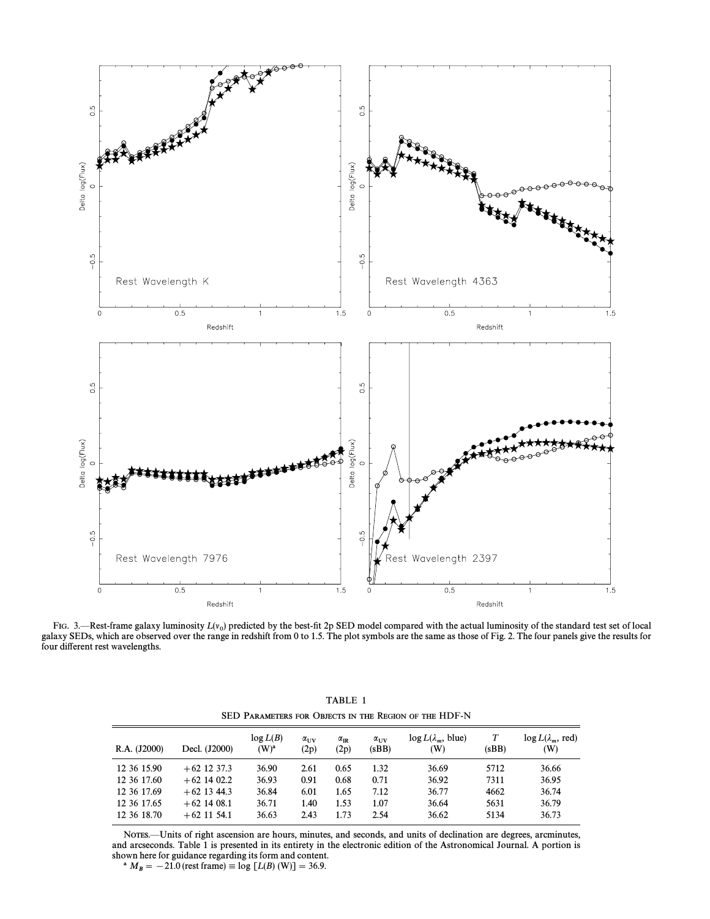FIG. 3.—Rest-frame galaxy luminosity $L(\nu_0)$ predicted by the best-fit 2p SED model compared with the actual luminosity of the standard test set of local galaxy SEDs, which are observed over the range in redshift from 0 to 1.5. The plot symbols are the same as those of Fig. 2. The four panels give the results for four different rest wavelengths.

TABLE 1

SED PARAMETERS FOR OBJECTS IN THE REGION OF THE HDF-N

| R.A. (J2000) | Decl. (J2000) | $\log L(B)$ (W)[a] | $\alpha_{UV}$ (2p) | $\alpha_{IR}$ (2p) | $\alpha_{UV}$ (sBB) | $\log L(\lambda_m, \text{blue})$ (W) | $T$ (sBB) | $\log L(\lambda_m, \text{red})$ (W) |
|---|---|---|---|---|---|---|---|---|
| 12 36 15.90 | +62 12 37.3 | 36.90 | 2.61 | 0.65 | 1.32 | 36.69 | 5712 | 36.66 |
| 12 36 17.60 | +62 14 02.2 | 36.93 | 0.91 | 0.68 | 0.71 | 36.92 | 7311 | 36.95 |
| 12 36 17.69 | +62 13 44.3 | 36.84 | 6.01 | 1.65 | 7.12 | 36.77 | 4662 | 36.74 |
| 12 36 17.65 | +62 14 08.1 | 36.71 | 1.40 | 1.53 | 1.07 | 36.64 | 5631 | 36.79 |
| 12 36 18.70 | +62 11 54.1 | 36.63 | 2.43 | 1.73 | 2.54 | 36.62 | 5134 | 36.73 |

NOTES.—Units of right ascension are hours, minutes, and seconds, and units of declination are degrees, arcminutes, and arcseconds. Table 1 is presented in its entirety in the electronic edition of the Astronomical Journal. A portion is shown here for guidance regarding its form and content.

[a] $M_B = -21.0$ (rest frame) $\equiv \log [L(B)\ (\text{W})] = 36.9$.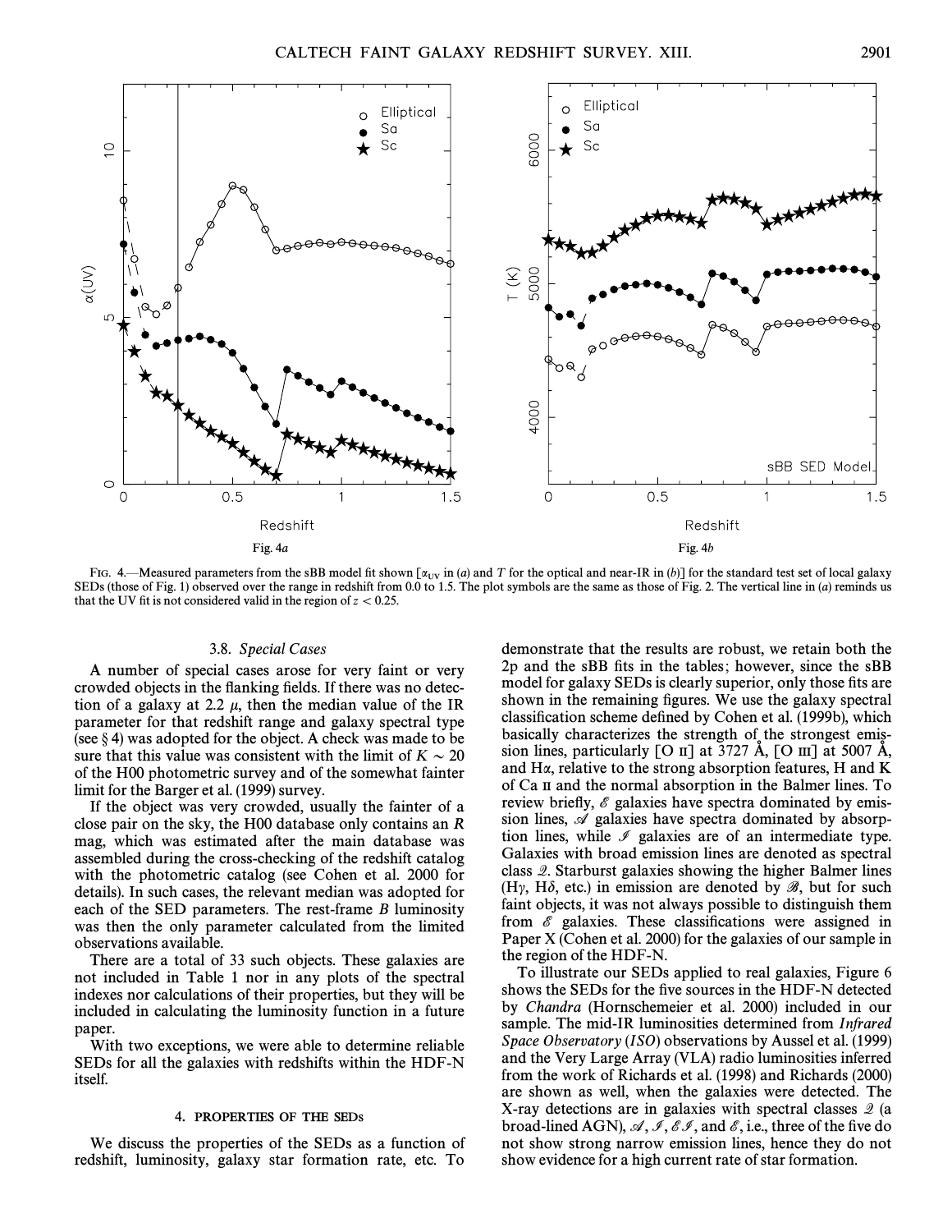FIG. 4.—Measured parameters from the sBB model fit shown [$\alpha_{UV}$ in (*a*) and $T$ for the optical and near-IR in (*b*)] for the standard test set of local galaxy SEDs (those of Fig. 1) observed over the range in redshift from 0.0 to 1.5. The plot symbols are the same as those of Fig. 2. The vertical line in (*a*) reminds us that the UV fit is not considered valid in the region of $z < 0.25$.

### 3.8. *Special Cases*

A number of special cases arose for very faint or very crowded objects in the flanking fields. If there was no detection of a galaxy at 2.2 $\mu$, then the median value of the IR parameter for that redshift range and galaxy spectral type (see § 4) was adopted for the object. A check was made to be sure that this value was consistent with the limit of $K \sim 20$ of the H00 photometric survey and of the somewhat fainter limit for the Barger et al. (1999) survey.

If the object was very crowded, usually the fainter of a close pair on the sky, the H00 database only contains an $R$ mag, which was estimated after the main database was assembled during the cross-checking of the redshift catalog with the photometric catalog (see Cohen et al. 2000 for details). In such cases, the relevant median was adopted for each of the SED parameters. The rest-frame $B$ luminosity was then the only parameter calculated from the limited observations available.

There are a total of 33 such objects. These galaxies are not included in Table 1 nor in any plots of the spectral indexes nor calculations of their properties, but they will be included in calculating the luminosity function in a future paper.

With two exceptions, we were able to determine reliable SEDs for all the galaxies with redshifts within the HDF-N itself.

## 4. PROPERTIES OF THE SEDs

We discuss the properties of the SEDs as a function of redshift, luminosity, galaxy star formation rate, etc. To demonstrate that the results are robust, we retain both the 2p and the sBB fits in the tables; however, since the sBB model for galaxy SEDs is clearly superior, only those fits are shown in the remaining figures. We use the galaxy spectral classification scheme defined by Cohen et al. (1999b), which basically characterizes the strength of the strongest emission lines, particularly [O II] at 3727 Å, [O III] at 5007 Å, and H$\alpha$, relative to the strong absorption features, H and K of Ca II and the normal absorption in the Balmer lines. To review briefly, $\mathscr{E}$ galaxies have spectra dominated by emission lines, $\mathscr{A}$ galaxies have spectra dominated by absorption lines, while $\mathscr{I}$ galaxies are of an intermediate type. Galaxies with broad emission lines are denoted as spectral class $\mathscr{Q}$. Starburst galaxies showing the higher Balmer lines (H$\gamma$, H$\delta$, etc.) in emission are denoted by $\mathscr{B}$, but for such faint objects, it was not always possible to distinguish them from $\mathscr{E}$ galaxies. These classifications were assigned in Paper X (Cohen et al. 2000) for the galaxies of our sample in the region of the HDF-N.

To illustrate our SEDs applied to real galaxies, Figure 6 shows the SEDs for the five sources in the HDF-N detected by *Chandra* (Hornschemeier et al. 2000) included in our sample. The mid-IR luminosities determined from *Infrared Space Observatory* (*ISO*) observations by Aussel et al. (1999) and the Very Large Array (VLA) radio luminosities inferred from the work of Richards et al. (1998) and Richards (2000) are shown as well, when the galaxies were detected. The X-ray detections are in galaxies with spectral classes $\mathscr{Q}$ (a broad-lined AGN), $\mathscr{A}$, $\mathscr{I}$, $\mathscr{EI}$, and $\mathscr{E}$, i.e., three of the five do not show strong narrow emission lines, hence they do not show evidence for a high current rate of star formation.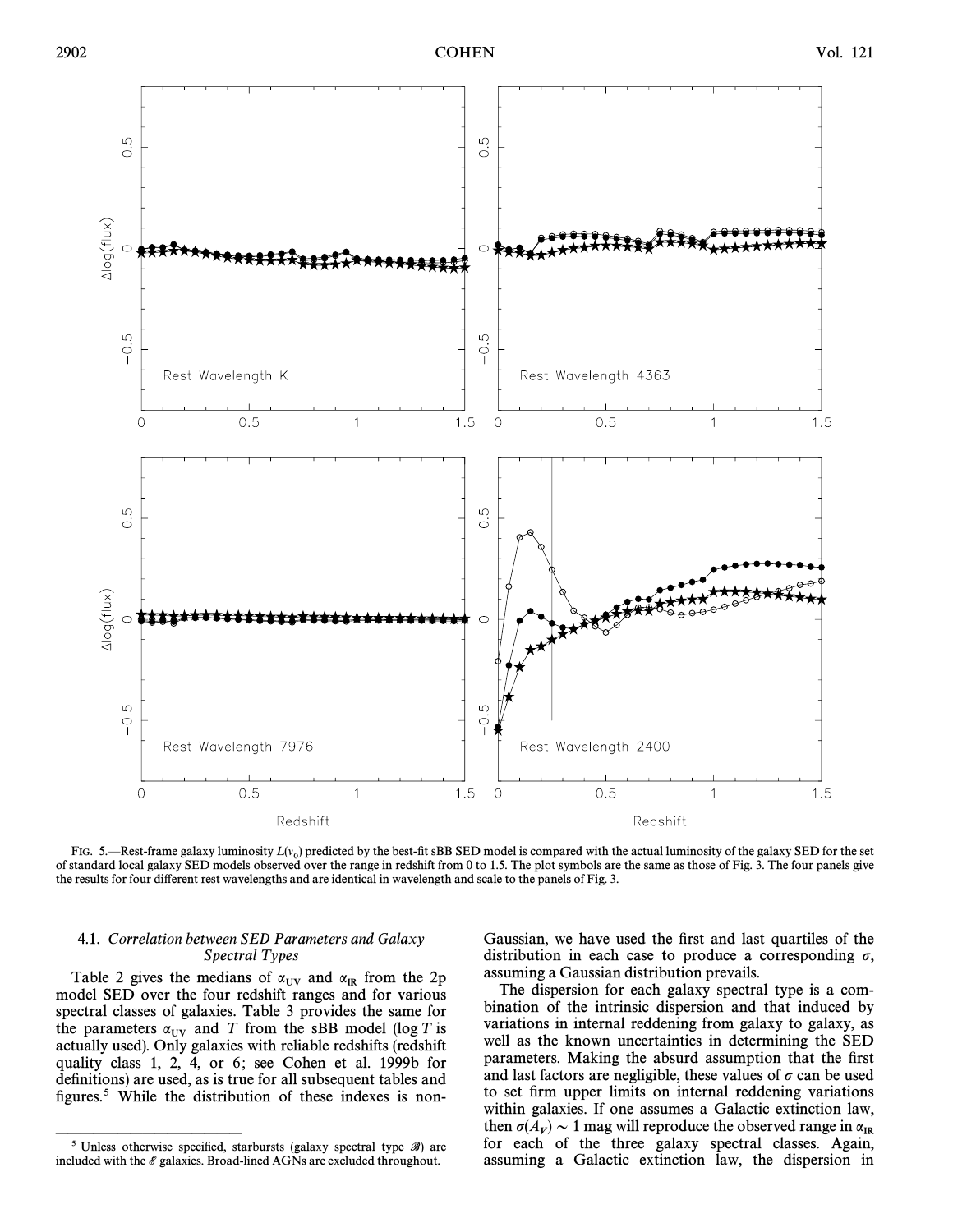FIG. 5.—Rest-frame galaxy luminosity $L(\nu_0)$ predicted by the best-fit sBB SED model is compared with the actual luminosity of the galaxy SED for the set of standard local galaxy SED models observed over the range in redshift from 0 to 1.5. The plot symbols are the same as those of Fig. 3. The four panels give the results for four different rest wavelengths and are identical in wavelength and scale to the panels of Fig. 3.

### 4.1. *Correlation between SED Parameters and Galaxy Spectral Types*

Table 2 gives the medians of $\alpha_{UV}$ and $\alpha_{IR}$ from the 2p model SED over the four redshift ranges and for various spectral classes of galaxies. Table 3 provides the same for the parameters $\alpha_{UV}$ and $T$ from the sBB model ($\log T$ is actually used). Only galaxies with reliable redshifts (redshift quality class 1, 2, 4, or 6; see Cohen et al. 1999b for definitions) are used, as is true for all subsequent tables and figures.[5] While the distribution of these indexes is non-Gaussian, we have used the first and last quartiles of the distribution in each case to produce a corresponding $\sigma$, assuming a Gaussian distribution prevails.

The dispersion for each galaxy spectral type is a combination of the intrinsic dispersion and that induced by variations in internal reddening from galaxy to galaxy, as well as the known uncertainties in determining the SED parameters. Making the absurd assumption that the first and last factors are negligible, these values of $\sigma$ can be used to set firm upper limits on internal reddening variations within galaxies. If one assumes a Galactic extinction law, then $\sigma(A_V) \sim 1$ mag will reproduce the observed range in $\alpha_{IR}$ for each of the three galaxy spectral classes. Again, assuming a Galactic extinction law, the dispersion in

[5] Unless otherwise specified, starbursts (galaxy spectral type $\mathscr{B}$) are included with the $\mathscr{E}$ galaxies. Broad-lined AGNs are excluded throughout.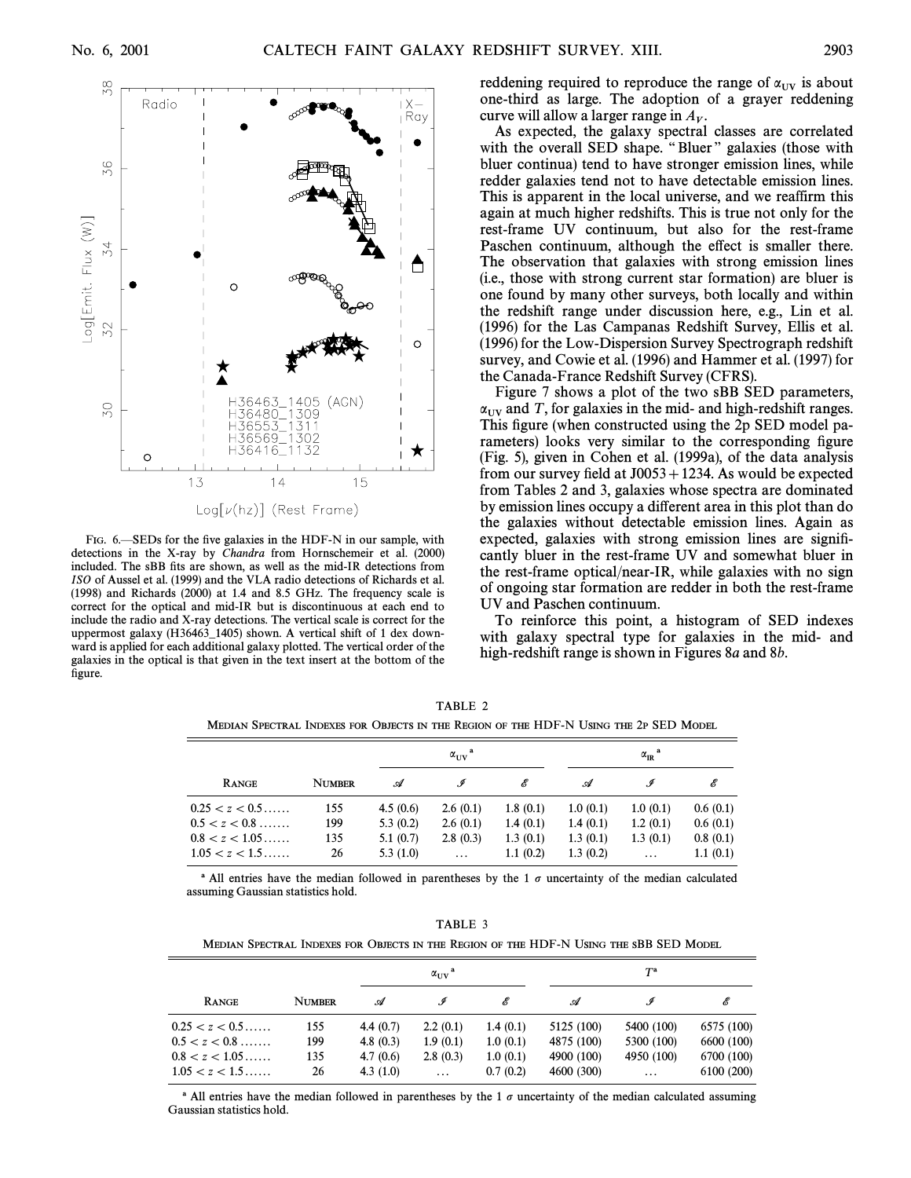FIG. 6.—SEDs for the five galaxies in the HDF-N in our sample, with detections in the X-ray by *Chandra* from Hornschemeir et al. (2000) included. The sBB fits are shown, as well as the mid-IR detections from *ISO* of Aussel et al. (1999) and the VLA radio detections of Richards et al. (1998) and Richards (2000) at 1.4 and 8.5 GHz. The frequency scale is correct for the optical and mid-IR but is discontinuous at each end to include the radio and X-ray detections. The vertical scale is correct for the uppermost galaxy (H36463_1405) shown. A vertical shift of 1 dex downward is applied for each additional galaxy plotted. The vertical order of the galaxies in the optical is that given in the text insert at the bottom of the figure.

reddening required to reproduce the range of $\alpha_{UV}$ is about one-third as large. The adoption of a grayer reddening curve will allow a larger range in $A_V$.

As expected, the galaxy spectral classes are correlated with the overall SED shape. "Bluer" galaxies (those with bluer continua) tend to have stronger emission lines, while redder galaxies tend not to have detectable emission lines. This is apparent in the local universe, and we reaffirm this again at much higher redshifts. This is true not only for the rest-frame UV continuum, but also for the rest-frame Paschen continuum, although the effect is smaller there. The observation that galaxies with strong emission lines (i.e., those with strong current star formation) are bluer is one found by many other surveys, both locally and within the redshift range under discussion here, e.g., Lin et al. (1996) for the Las Campanas Redshift Survey, Ellis et al. (1996) for the Low-Dispersion Survey Spectrograph redshift survey, and Cowie et al. (1996) and Hammer et al. (1997) for the Canada-France Redshift Survey (CFRS).

Figure 7 shows a plot of the two sBB SED parameters, $\alpha_{UV}$ and $T$, for galaxies in the mid- and high-redshift ranges. This figure (when constructed using the 2p SED model parameters) looks very similar to the corresponding figure (Fig. 5), given in Cohen et al. (1999a), of the data analysis from our survey field at J0053+1234. As would be expected from Tables 2 and 3, galaxies whose spectra are dominated by emission lines occupy a different area in this plot than do the galaxies without detectable emission lines. Again as expected, galaxies with strong emission lines are significantly bluer in the rest-frame UV and somewhat bluer in the rest-frame optical/near-IR, while galaxies with no sign of ongoing star formation are redder in both the rest-frame UV and Paschen continuum.

To reinforce this point, a histogram of SED indexes with galaxy spectral type for galaxies in the mid- and high-redshift range is shown in Figures 8*a* and 8*b*.

TABLE 2

MEDIAN SPECTRAL INDEXES FOR OBJECTS IN THE REGION OF THE HDF-N USING THE 2P SED MODEL

| Range | Number | $\alpha_{UV}$ [a] | | | $\alpha_{IR}$ [a] | | |
|---|---|---|---|---|---|---|---|
| | | $\mathscr{A}$ | $\mathscr{I}$ | $\mathscr{E}$ | $\mathscr{A}$ | $\mathscr{I}$ | $\mathscr{E}$ |
| $0.25 < z < 0.5$...... | 155 | 4.5 (0.6) | 2.6 (0.1) | 1.8 (0.1) | 1.0 (0.1) | 1.0 (0.1) | 0.6 (0.1) |
| $0.5 < z < 0.8$....... | 199 | 5.3 (0.2) | 2.6 (0.1) | 1.4 (0.1) | 1.4 (0.1) | 1.2 (0.1) | 0.6 (0.1) |
| $0.8 < z < 1.05$...... | 135 | 5.1 (0.7) | 2.8 (0.3) | 1.3 (0.1) | 1.3 (0.1) | 1.3 (0.1) | 0.8 (0.1) |
| $1.05 < z < 1.5$...... | 26 | 5.3 (1.0) | ... | 1.1 (0.2) | 1.3 (0.2) | ... | 1.1 (0.1) |

[a] All entries have the median followed in parentheses by the 1 $\sigma$ uncertainty of the median calculated assuming Gaussian statistics hold.

TABLE 3

MEDIAN SPECTRAL INDEXES FOR OBJECTS IN THE REGION OF THE HDF-N USING THE SBB SED MODEL

| Range | Number | $\alpha_{UV}$ [a] | | | $T$ [a] | | |
|---|---|---|---|---|---|---|---|
| | | $\mathscr{A}$ | $\mathscr{I}$ | $\mathscr{E}$ | $\mathscr{A}$ | $\mathscr{I}$ | $\mathscr{E}$ |
| $0.25 < z < 0.5$...... | 155 | 4.4 (0.7) | 2.2 (0.1) | 1.4 (0.1) | 5125 (100) | 5400 (100) | 6575 (100) |
| $0.5 < z < 0.8$....... | 199 | 4.8 (0.3) | 1.9 (0.1) | 1.0 (0.1) | 4875 (100) | 5300 (100) | 6600 (100) |
| $0.8 < z < 1.05$...... | 135 | 4.7 (0.6) | 2.8 (0.3) | 1.0 (0.1) | 4900 (100) | 4950 (100) | 6700 (100) |
| $1.05 < z < 1.5$...... | 26 | 4.3 (1.0) | ... | 0.7 (0.2) | 4600 (300) | ... | 6100 (200) |

[a] All entries have the median followed in parentheses by the 1 $\sigma$ uncertainty of the median calculated assuming Gaussian statistics hold.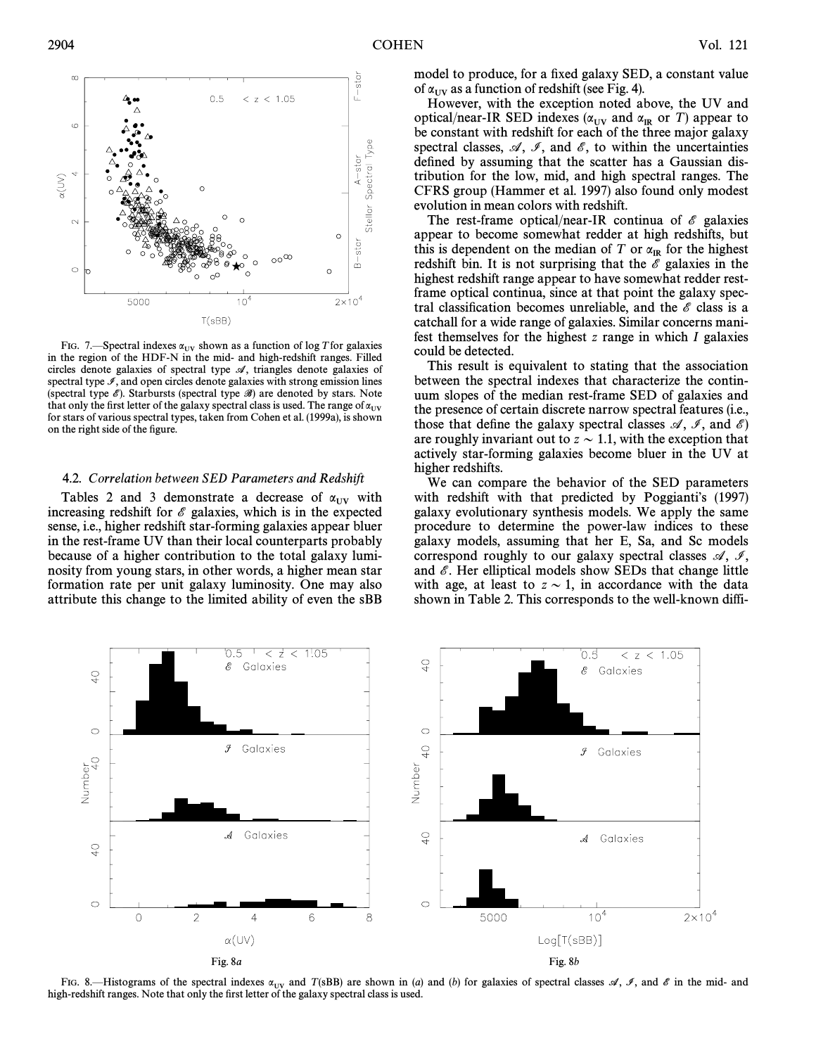FIG. 7.—Spectral indexes $\alpha_{UV}$ shown as a function of log $T$ for galaxies in the region of the HDF-N in the mid- and high-redshift ranges. Filled circles denote galaxies of spectral type $\mathscr{A}$, triangles denote galaxies of spectral type $\mathscr{I}$, and open circles denote galaxies with strong emission lines (spectral type $\mathscr{E}$). Starbursts (spectral type $\mathscr{B}$) are denoted by stars. Note that only the first letter of the galaxy spectral class is used. The range of $\alpha_{UV}$ for stars of various spectral types, taken from Cohen et al. (1999a), is shown on the right side of the figure.

### 4.2. *Correlation between SED Parameters and Redshift*

Tables 2 and 3 demonstrate a decrease of $\alpha_{UV}$ with increasing redshift for $\mathscr{E}$ galaxies, which is in the expected sense, i.e., higher redshift star-forming galaxies appear bluer in the rest-frame UV than their local counterparts probably because of a higher contribution to the total galaxy luminosity from young stars, in other words, a higher mean star formation rate per unit galaxy luminosity. One may also attribute this change to the limited ability of even the sBB model to produce, for a fixed galaxy SED, a constant value of $\alpha_{UV}$ as a function of redshift (see Fig. 4).

However, with the exception noted above, the UV and optical/near-IR SED indexes ($\alpha_{UV}$ and $\alpha_{IR}$ or $T$) appear to be constant with redshift for each of the three major galaxy spectral classes, $\mathscr{A}$, $\mathscr{I}$, and $\mathscr{E}$, to within the uncertainties defined by assuming that the scatter has a Gaussian distribution for the low, mid, and high spectral ranges. The CFRS group (Hammer et al. 1997) also found only modest evolution in mean colors with redshift.

The rest-frame optical/near-IR continua of $\mathscr{E}$ galaxies appear to become somewhat redder at high redshifts, but this is dependent on the median of $T$ or $\alpha_{IR}$ for the highest redshift bin. It is not surprising that the $\mathscr{E}$ galaxies in the highest redshift range appear to have somewhat redder rest-frame optical continua, since at that point the galaxy spectral classification becomes unreliable, and the $\mathscr{E}$ class is a catchall for a wide range of galaxies. Similar concerns manifest themselves for the highest $z$ range in which $I$ galaxies could be detected.

This result is equivalent to stating that the association between the spectral indexes that characterize the continuum slopes of the median rest-frame SED of galaxies and the presence of certain discrete narrow spectral features (i.e., those that define the galaxy spectral classes $\mathscr{A}$, $\mathscr{I}$, and $\mathscr{E}$) are roughly invariant out to $z \sim 1.1$, with the exception that actively star-forming galaxies become bluer in the UV at higher redshifts.

We can compare the behavior of the SED parameters with redshift with that predicted by Poggianti's (1997) galaxy evolutionary synthesis models. We apply the same procedure to determine the power-law indices to these galaxy models, assuming that her E, Sa, and Sc models correspond roughly to our galaxy spectral classes $\mathscr{A}$, $\mathscr{I}$, and $\mathscr{E}$. Her elliptical models show SEDs that change little with age, at least to $z \sim 1$, in accordance with the data shown in Table 2. This corresponds to the well-known diffi-

Fig. 8*a* Fig. 8*b*

FIG. 8.—Histograms of the spectral indexes $\alpha_{UV}$ and $T$(sBB) are shown in (*a*) and (*b*) for galaxies of spectral classes $\mathscr{A}$, $\mathscr{I}$, and $\mathscr{E}$ in the mid- and high-redshift ranges. Note that only the first letter of the galaxy spectral class is used.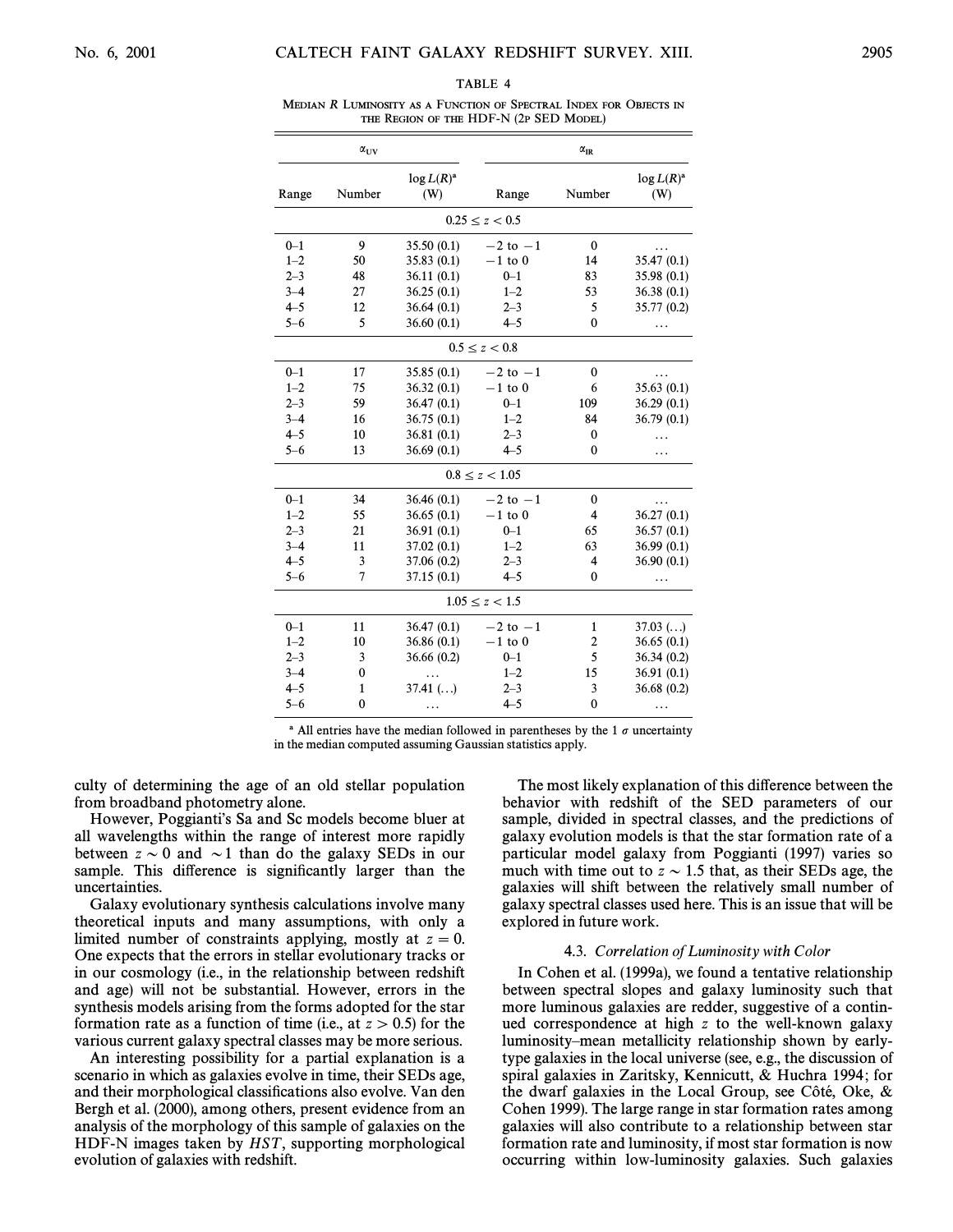TABLE 4

MEDIAN R LUMINOSITY AS A FUNCTION OF SPECTRAL INDEX FOR OBJECTS IN THE REGION OF THE HDF-N (2P SED MODEL)

| $\alpha_{UV}$ | | | $\alpha_{IR}$ | | |
|---|---|---|---|---|---|
| Range | Number | log $L(R)$[a] (W) | Range | Number | log $L(R)$[a] (W) |
| | | $0.25 \le z < 0.5$ | | | |
| 0–1 | 9 | 35.50 (0.1) | −2 to −1 | 0 | ... |
| 1–2 | 50 | 35.83 (0.1) | −1 to 0 | 14 | 35.47 (0.1) |
| 2–3 | 48 | 36.11 (0.1) | 0–1 | 83 | 35.98 (0.1) |
| 3–4 | 27 | 36.25 (0.1) | 1–2 | 53 | 36.38 (0.1) |
| 4–5 | 12 | 36.64 (0.1) | 2–3 | 5 | 35.77 (0.2) |
| 5–6 | 5 | 36.60 (0.1) | 4–5 | 0 | ... |
| | | $0.5 \le z < 0.8$ | | | |
| 0–1 | 17 | 35.85 (0.1) | −2 to −1 | 0 | ... |
| 1–2 | 75 | 36.32 (0.1) | −1 to 0 | 6 | 35.63 (0.1) |
| 2–3 | 59 | 36.47 (0.1) | 0–1 | 109 | 36.29 (0.1) |
| 3–4 | 16 | 36.75 (0.1) | 1–2 | 84 | 36.79 (0.1) |
| 4–5 | 10 | 36.81 (0.1) | 2–3 | 0 | ... |
| 5–6 | 13 | 36.69 (0.1) | 4–5 | 0 | ... |
| | | $0.8 \le z < 1.05$ | | | |
| 0–1 | 34 | 36.46 (0.1) | −2 to −1 | 0 | ... |
| 1–2 | 55 | 36.65 (0.1) | −1 to 0 | 4 | 36.27 (0.1) |
| 2–3 | 21 | 36.91 (0.1) | 0–1 | 65 | 36.57 (0.1) |
| 3–4 | 11 | 37.02 (0.1) | 1–2 | 63 | 36.99 (0.1) |
| 4–5 | 3 | 37.06 (0.2) | 2–3 | 4 | 36.90 (0.1) |
| 5–6 | 7 | 37.15 (0.1) | 4–5 | 0 | ... |
| | | $1.05 \le z < 1.5$ | | | |
| 0–1 | 11 | 36.47 (0.1) | −2 to −1 | 1 | 37.03 (...) |
| 1–2 | 10 | 36.86 (0.1) | −1 to 0 | 2 | 36.65 (0.1) |
| 2–3 | 3 | 36.66 (0.2) | 0–1 | 5 | 36.34 (0.2) |
| 3–4 | 0 | ... | 1–2 | 15 | 36.91 (0.1) |
| 4–5 | 1 | 37.41 (...) | 2–3 | 3 | 36.68 (0.2) |
| 5–6 | 0 | ... | 4–5 | 0 | ... |

[a] All entries have the median followed in parentheses by the 1 $\sigma$ uncertainty in the median computed assuming Gaussian statistics apply.

culty of determining the age of an old stellar population from broadband photometry alone.

However, Poggianti's Sa and Sc models become bluer at all wavelengths within the range of interest more rapidly between $z \sim 0$ and $\sim 1$ than do the galaxy SEDs in our sample. This difference is significantly larger than the uncertainties.

Galaxy evolutionary synthesis calculations involve many theoretical inputs and many assumptions, with only a limited number of constraints applying, mostly at $z = 0$. One expects that the errors in stellar evolutionary tracks or in our cosmology (i.e., in the relationship between redshift and age) will not be substantial. However, errors in the synthesis models arising from the forms adopted for the star formation rate as a function of time (i.e., at $z > 0.5$) for the various current galaxy spectral classes may be more serious.

An interesting possibility for a partial explanation is a scenario in which as galaxies evolve in time, their SEDs age, and their morphological classifications also evolve. Van den Bergh et al. (2000), among others, present evidence from an analysis of the morphology of this sample of galaxies on the HDF-N images taken by *HST*, supporting morphological evolution of galaxies with redshift.

The most likely explanation of this difference between the behavior with redshift of the SED parameters of our sample, divided in spectral classes, and the predictions of galaxy evolution models is that the star formation rate of a particular model galaxy from Poggianti (1997) varies so much with time out to $z \sim 1.5$ that, as their SEDs age, the galaxies will shift between the relatively small number of galaxy spectral classes used here. This is an issue that will be explored in future work.

### 4.3. *Correlation of Luminosity with Color*

In Cohen et al. (1999a), we found a tentative relationship between spectral slopes and galaxy luminosity such that more luminous galaxies are redder, suggestive of a continued correspondence at high $z$ to the well-known galaxy luminosity–mean metallicity relationship shown by early-type galaxies in the local universe (see, e.g., the discussion of spiral galaxies in Zaritsky, Kennicutt, & Huchra 1994; for the dwarf galaxies in the Local Group, see Côté, Oke, & Cohen 1999). The large range in star formation rates among galaxies will also contribute to a relationship between star formation rate and luminosity, if most star formation is now occurring within low-luminosity galaxies. Such galaxies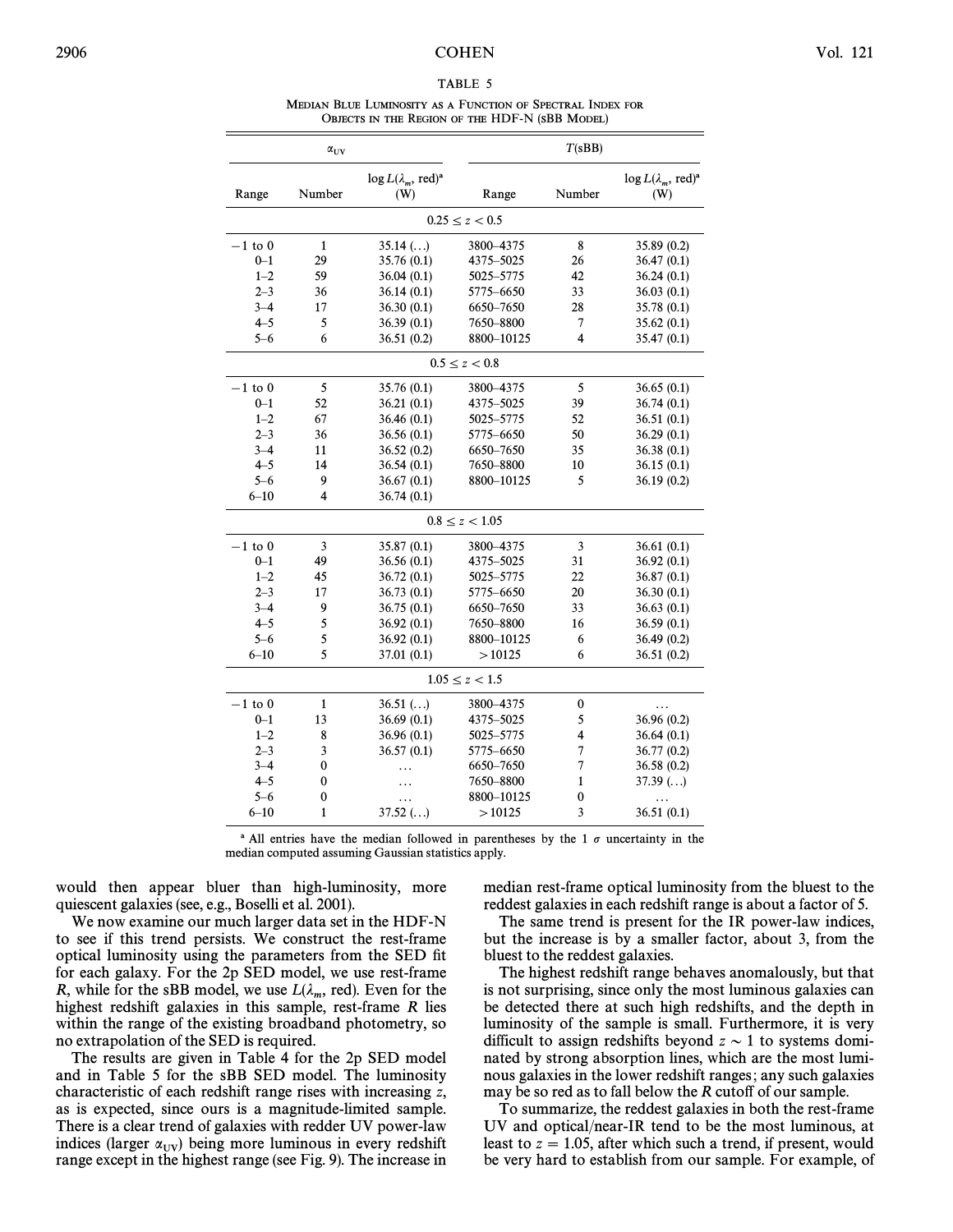TABLE 5

Median Blue Luminosity as a Function of Spectral Index for Objects in the Region of the HDF-N (sBB Model)

| $\alpha_{UV}$ | | | $T$(sBB) | | |
|---|---|---|---|---|---|
| Range | Number | $\log L(\lambda_m, \text{red})$[a] (W) | Range | Number | $\log L(\lambda_m, \text{red})$[a] (W) |
| | | $0.25 \leq z < 0.5$ | | | |
| −1 to 0 | 1 | 35.14 (...) | 3800–4375 | 8 | 35.89 (0.2) |
| 0–1 | 29 | 35.76 (0.1) | 4375–5025 | 26 | 36.47 (0.1) |
| 1–2 | 59 | 36.04 (0.1) | 5025–5775 | 42 | 36.24 (0.1) |
| 2–3 | 36 | 36.14 (0.1) | 5775–6650 | 33 | 36.03 (0.1) |
| 3–4 | 17 | 36.30 (0.1) | 6650–7650 | 28 | 35.78 (0.1) |
| 4–5 | 5 | 36.39 (0.1) | 7650–8800 | 7 | 35.62 (0.1) |
| 5–6 | 6 | 36.51 (0.2) | 8800–10125 | 4 | 35.47 (0.1) |
| | | $0.5 \leq z < 0.8$ | | | |
| −1 to 0 | 5 | 35.76 (0.1) | 3800–4375 | 5 | 36.65 (0.1) |
| 0–1 | 52 | 36.21 (0.1) | 4375–5025 | 39 | 36.74 (0.1) |
| 1–2 | 67 | 36.46 (0.1) | 5025–5775 | 52 | 36.51 (0.1) |
| 2–3 | 36 | 36.56 (0.1) | 5775–6650 | 50 | 36.29 (0.1) |
| 3–4 | 11 | 36.52 (0.2) | 6650–7650 | 35 | 36.38 (0.1) |
| 4–5 | 14 | 36.54 (0.1) | 7650–8800 | 10 | 36.15 (0.1) |
| 5–6 | 9 | 36.67 (0.1) | 8800–10125 | 5 | 36.19 (0.2) |
| 6–10 | 4 | 36.74 (0.1) | | | |
| | | $0.8 \leq z < 1.05$ | | | |
| −1 to 0 | 3 | 35.87 (0.1) | 3800–4375 | 3 | 36.61 (0.1) |
| 0–1 | 49 | 36.56 (0.1) | 4375–5025 | 31 | 36.92 (0.1) |
| 1–2 | 45 | 36.72 (0.1) | 5025–5775 | 22 | 36.87 (0.1) |
| 2–3 | 17 | 36.73 (0.1) | 5775–6650 | 20 | 36.30 (0.1) |
| 3–4 | 9 | 36.75 (0.1) | 6650–7650 | 33 | 36.63 (0.1) |
| 4–5 | 5 | 36.92 (0.1) | 7650–8800 | 16 | 36.59 (0.1) |
| 5–6 | 5 | 36.92 (0.1) | 8800–10125 | 6 | 36.49 (0.2) |
| 6–10 | 5 | 37.01 (0.1) | >10125 | 6 | 36.51 (0.2) |
| | | $1.05 \leq z < 1.5$ | | | |
| −1 to 0 | 1 | 36.51 (...) | 3800–4375 | 0 | ... |
| 0–1 | 13 | 36.69 (0.1) | 4375–5025 | 5 | 36.96 (0.2) |
| 1–2 | 8 | 36.96 (0.1) | 5025–5775 | 4 | 36.64 (0.1) |
| 2–3 | 3 | 36.57 (0.1) | 5775–6650 | 7 | 36.77 (0.2) |
| 3–4 | 0 | ... | 6650–7650 | 7 | 36.58 (0.2) |
| 4–5 | 0 | ... | 7650–8800 | 1 | 37.39 (...) |
| 5–6 | 0 | ... | 8800–10125 | 0 | ... |
| 6–10 | 1 | 37.52 (...) | >10125 | 3 | 36.51 (0.1) |

[a] All entries have the median followed in parentheses by the 1 $\sigma$ uncertainty in the median computed assuming Gaussian statistics apply.

would then appear bluer than high-luminosity, more quiescent galaxies (see, e.g., Boselli et al. 2001).

We now examine our much larger data set in the HDF-N to see if this trend persists. We construct the rest-frame optical luminosity using the parameters from the SED fit for each galaxy. For the 2p SED model, we use rest-frame $R$, while for the sBB model, we use $L(\lambda_m, \text{red})$. Even for the highest redshift galaxies in this sample, rest-frame $R$ lies within the range of the existing broadband photometry, so no extrapolation of the SED is required.

The results are given in Table 4 for the 2p SED model and in Table 5 for the sBB SED model. The luminosity characteristic of each redshift range rises with increasing $z$, as is expected, since ours is a magnitude-limited sample. There is a clear trend of galaxies with redder UV power-law indices (larger $\alpha_{UV}$) being more luminous in every redshift range except in the highest range (see Fig. 9). The increase in median rest-frame optical luminosity from the bluest to the reddest galaxies in each redshift range is about a factor of 5.

The same trend is present for the IR power-law indices, but the increase is by a smaller factor, about 3, from the bluest to the reddest galaxies.

The highest redshift range behaves anomalously, but that is not surprising, since only the most luminous galaxies can be detected there at such high redshifts, and the depth in luminosity of the sample is small. Furthermore, it is very difficult to assign redshifts beyond $z \sim 1$ to systems dominated by strong absorption lines, which are the most luminous galaxies in the lower redshift ranges; any such galaxies may be so red as to fall below the $R$ cutoff of our sample.

To summarize, the reddest galaxies in both the rest-frame UV and optical/near-IR tend to be the most luminous, at least to $z = 1.05$, after which such a trend, if present, would be very hard to establish from our sample. For example, of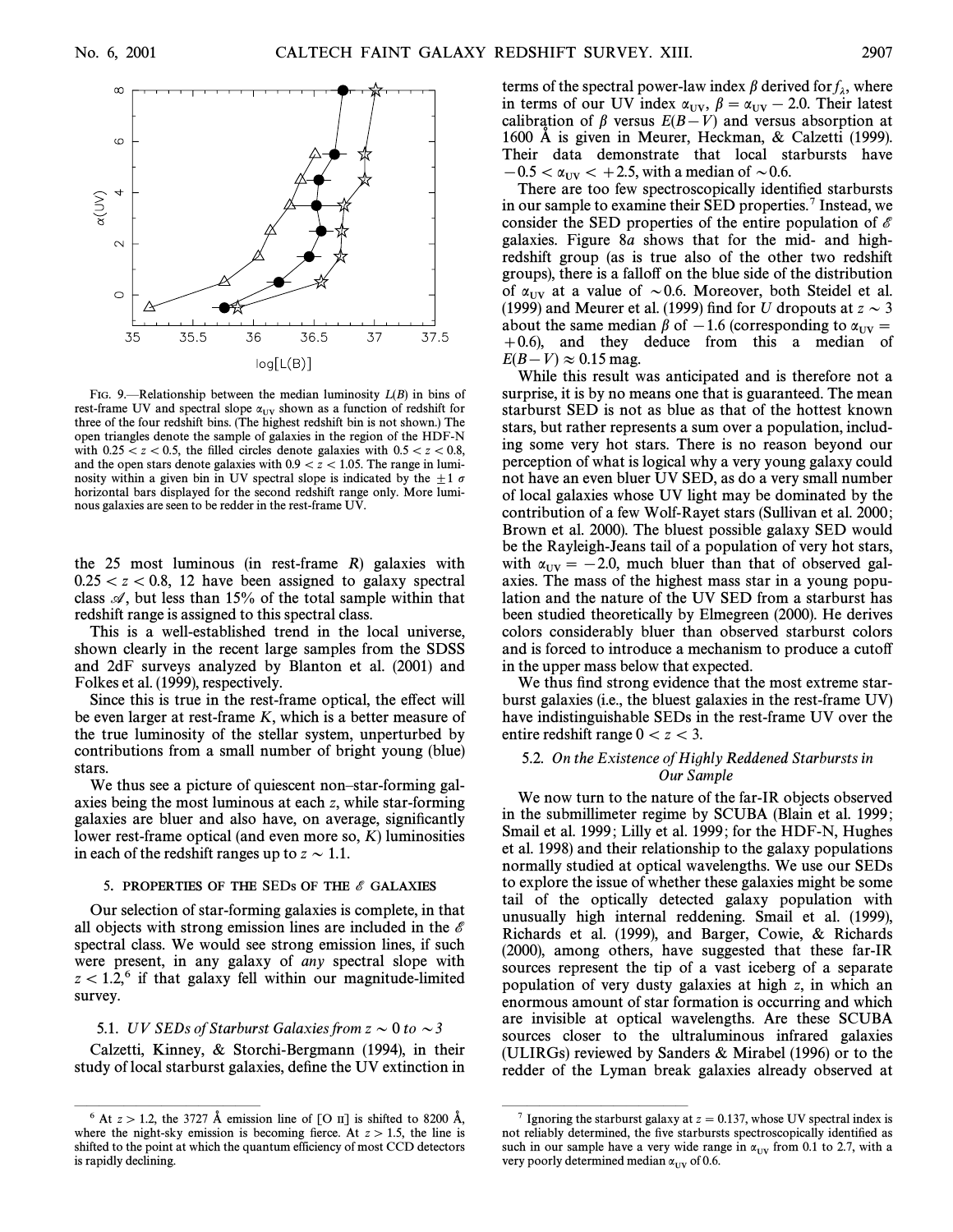FIG. 9.—Relationship between the median luminosity $L(B)$ in bins of rest-frame UV and spectral slope $\alpha_{UV}$ shown as a function of redshift for three of the four redshift bins. (The highest redshift bin is not shown.) The open triangles denote the sample of galaxies in the region of the HDF-N with $0.25 < z < 0.5$, the filled circles denote galaxies with $0.5 < z < 0.8$, and the open stars denote galaxies with $0.9 < z < 1.05$. The range in luminosity within a given bin in UV spectral slope is indicated by the $\pm 1\ \sigma$ horizontal bars displayed for the second redshift range only. More luminous galaxies are seen to be redder in the rest-frame UV.

the 25 most luminous (in rest-frame $R$) galaxies with $0.25 < z < 0.8$, 12 have been assigned to galaxy spectral class $\mathscr{A}$, but less than 15% of the total sample within that redshift range is assigned to this spectral class.

This is a well-established trend in the local universe, shown clearly in the recent large samples from the SDSS and 2dF surveys analyzed by Blanton et al. (2001) and Folkes et al. (1999), respectively.

Since this is true in the rest-frame optical, the effect will be even larger at rest-frame $K$, which is a better measure of the true luminosity of the stellar system, unperturbed by contributions from a small number of bright young (blue) stars.

We thus see a picture of quiescent non–star-forming galaxies being the most luminous at each $z$, while star-forming galaxies are bluer and also have, on average, significantly lower rest-frame optical (and even more so, $K$) luminosities in each of the redshift ranges up to $z \sim 1.1$.

## 5. PROPERTIES OF THE SEDs OF THE $\mathscr{E}$ GALAXIES

Our selection of star-forming galaxies is complete, in that all objects with strong emission lines are included in the $\mathscr{E}$ spectral class. We would see strong emission lines, if such were present, in any galaxy of *any* spectral slope with $z < 1.2$,[6] if that galaxy fell within our magnitude-limited survey.

### 5.1. *UV SEDs of Starburst Galaxies from $z \sim 0$ to $\sim 3$*

Calzetti, Kinney, & Storchi-Bergmann (1994), in their study of local starburst galaxies, define the UV extinction in terms of the spectral power-law index $\beta$ derived for $f_\lambda$, where in terms of our UV index $\alpha_{UV}$, $\beta = \alpha_{UV} - 2.0$. Their latest calibration of $\beta$ versus $E(B-V)$ and versus absorption at 1600 Å is given in Meurer, Heckman, & Calzetti (1999). Their data demonstrate that local starbursts have $-0.5 < \alpha_{UV} < +2.5$, with a median of $\sim 0.6$.

There are too few spectroscopically identified starbursts in our sample to examine their SED properties.[7] Instead, we consider the SED properties of the entire population of $\mathscr{E}$ galaxies. Figure 8*a* shows that for the mid- and high-redshift group (as is true also of the other two redshift groups), there is a falloff on the blue side of the distribution of $\alpha_{UV}$ at a value of $\sim 0.6$. Moreover, both Steidel et al. (1999) and Meurer et al. (1999) find for $U$ dropouts at $z \sim 3$ about the same median $\beta$ of $-1.6$ (corresponding to $\alpha_{UV} = +0.6$), and they deduce from this a median of $E(B-V) \approx 0.15$ mag.

While this result was anticipated and is therefore not a surprise, it is by no means one that is guaranteed. The mean starburst SED is not as blue as that of the hottest known stars, but rather represents a sum over a population, including some very hot stars. There is no reason beyond our perception of what is logical why a very young galaxy could not have an even bluer UV SED, as do a very small number of local galaxies whose UV light may be dominated by the contribution of a few Wolf-Rayet stars (Sullivan et al. 2000; Brown et al. 2000). The bluest possible galaxy SED would be the Rayleigh-Jeans tail of a population of very hot stars, with $\alpha_{UV} = -2.0$, much bluer than that of observed galaxies. The mass of the highest mass star in a young population and the nature of the UV SED from a starburst has been studied theoretically by Elmegreen (2000). He derives colors considerably bluer than observed starburst colors and is forced to introduce a mechanism to produce a cutoff in the upper mass below that expected.

We thus find strong evidence that the most extreme starburst galaxies (i.e., the bluest galaxies in the rest-frame UV) have indistinguishable SEDs in the rest-frame UV over the entire redshift range $0 < z < 3$.

### 5.2. *On the Existence of Highly Reddened Starbursts in Our Sample*

We now turn to the nature of the far-IR objects observed in the submillimeter regime by SCUBA (Blain et al. 1999; Smail et al. 1999; Lilly et al. 1999; for the HDF-N, Hughes et al. 1998) and their relationship to the galaxy populations normally studied at optical wavelengths. We use our SEDs to explore the issue of whether these galaxies might be some tail of the optically detected galaxy population with unusually high internal reddening. Smail et al. (1999), Richards et al. (1999), and Barger, Cowie, & Richards (2000), among others, have suggested that these far-IR sources represent the tip of a vast iceberg of a separate population of very dusty galaxies at high $z$, in which an enormous amount of star formation is occurring and which are invisible at optical wavelengths. Are these SCUBA sources closer to the ultraluminous infrared galaxies (ULIRGs) reviewed by Sanders & Mirabel (1996) or to the redder of the Lyman break galaxies already observed at

---

[6] At $z > 1.2$, the 3727 Å emission line of [O II] is shifted to 8200 Å, where the night-sky emission is becoming fierce. At $z > 1.5$, the line is shifted to the point at which the quantum efficiency of most CCD detectors is rapidly declining.

[7] Ignoring the starburst galaxy at $z = 0.137$, whose UV spectral index is not reliably determined, the five starbursts spectroscopically identified as such in our sample have a very wide range in $\alpha_{UV}$ from 0.1 to 2.7, with a very poorly determined median $\alpha_{UV}$ of 0.6.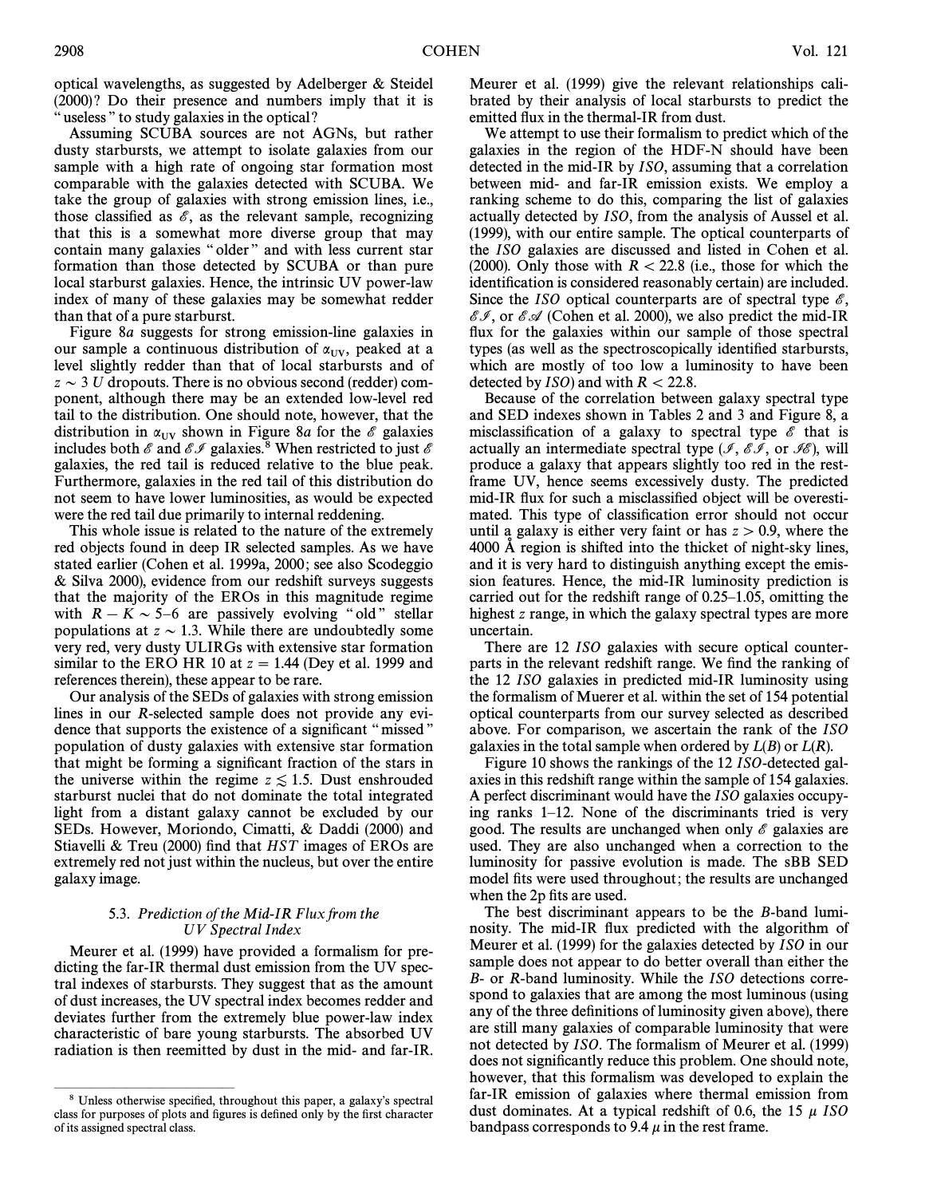optical wavelengths, as suggested by Adelberger & Steidel (2000)? Do their presence and numbers imply that it is "useless" to study galaxies in the optical?

Assuming SCUBA sources are not AGNs, but rather dusty starbursts, we attempt to isolate galaxies from our sample with a high rate of ongoing star formation most comparable with the galaxies detected with SCUBA. We take the group of galaxies with strong emission lines, i.e., those classified as $\mathscr{E}$, as the relevant sample, recognizing that this is a somewhat more diverse group that may contain many galaxies "older" and with less current star formation than those detected by SCUBA or than pure local starburst galaxies. Hence, the intrinsic UV power-law index of many of these galaxies may be somewhat redder than that of a pure starburst.

Figure 8*a* suggests for strong emission-line galaxies in our sample a continuous distribution of $\alpha_{UV}$, peaked at a level slightly redder than that of local starbursts and of $z \sim 3$ *U* dropouts. There is no obvious second (redder) component, although there may be an extended low-level red tail to the distribution. One should note, however, that the distribution in $\alpha_{UV}$ shown in Figure 8*a* for the $\mathscr{E}$ galaxies includes both $\mathscr{E}$ and $\mathscr{EI}$ galaxies.[8] When restricted to just $\mathscr{E}$ galaxies, the red tail is reduced relative to the blue peak. Furthermore, galaxies in the red tail of this distribution do not seem to have lower luminosities, as would be expected were the red tail due primarily to internal reddening.

This whole issue is related to the nature of the extremely red objects found in deep IR selected samples. As we have stated earlier (Cohen et al. 1999a, 2000; see also Scodeggio & Silva 2000), evidence from our redshift surveys suggests that the majority of the EROs in this magnitude regime with $R - K \sim 5$–6 are passively evolving "old" stellar populations at $z \sim 1.3$. While there are undoubtedly some very red, very dusty ULIRGs with extensive star formation similar to the ERO HR 10 at $z = 1.44$ (Dey et al. 1999 and references therein), these appear to be rare.

Our analysis of the SEDs of galaxies with strong emission lines in our *R*-selected sample does not provide any evidence that supports the existence of a significant "missed" population of dusty galaxies with extensive star formation that might be forming a significant fraction of the stars in the universe within the regime $z \lesssim 1.5$. Dust enshrouded starburst nuclei that do not dominate the total integrated light from a distant galaxy cannot be excluded by our SEDs. However, Moriondo, Cimatti, & Daddi (2000) and Stiavelli & Treu (2000) find that *HST* images of EROs are extremely red not just within the nucleus, but over the entire galaxy image.

### 5.3. *Prediction of the Mid-IR Flux from the UV Spectral Index*

Meurer et al. (1999) have provided a formalism for predicting the far-IR thermal dust emission from the UV spectral indexes of starbursts. They suggest that as the amount of dust increases, the UV spectral index becomes redder and deviates further from the extremely blue power-law index characteristic of bare young starbursts. The absorbed UV radiation is then reemitted by dust in the mid- and far-IR. Meurer et al. (1999) give the relevant relationships calibrated by their analysis of local starbursts to predict the emitted flux in the thermal-IR from dust.

We attempt to use their formalism to predict which of the galaxies in the region of the HDF-N should have been detected in the mid-IR by *ISO*, assuming that a correlation between mid- and far-IR emission exists. We employ a ranking scheme to do this, comparing the list of galaxies actually detected by *ISO*, from the analysis of Aussel et al. (1999), with our entire sample. The optical counterparts of the *ISO* galaxies are discussed and listed in Cohen et al. (2000). Only those with $R < 22.8$ (i.e., those for which the identification is considered reasonably certain) are included. Since the *ISO* optical counterparts are of spectral type $\mathscr{E}$, $\mathscr{EI}$, or $\mathscr{EA}$ (Cohen et al. 2000), we also predict the mid-IR flux for the galaxies within our sample of those spectral types (as well as the spectroscopically identified starbursts, which are mostly of too low a luminosity to have been detected by *ISO*) and with $R < 22.8$.

Because of the correlation between galaxy spectral type and SED indexes shown in Tables 2 and 3 and Figure 8, a misclassification of a galaxy to spectral type $\mathscr{E}$ that is actually an intermediate spectral type ($\mathscr{I}$, $\mathscr{EI}$, or $\mathscr{IE}$), will produce a galaxy that appears slightly too red in the rest-frame UV, hence seems excessively dusty. The predicted mid-IR flux for such a misclassified object will be overestimated. This type of classification error should not occur until a galaxy is either very faint or has $z > 0.9$, where the 4000 Å region is shifted into the thicket of night-sky lines, and it is very hard to distinguish anything except the emission features. Hence, the mid-IR luminosity prediction is carried out for the redshift range of 0.25–1.05, omitting the highest *z* range, in which the galaxy spectral types are more uncertain.

There are 12 *ISO* galaxies with secure optical counterparts in the relevant redshift range. We find the ranking of the 12 *ISO* galaxies in predicted mid-IR luminosity using the formalism of Muerer et al. within the set of 154 potential optical counterparts from our survey selected as described above. For comparison, we ascertain the rank of the *ISO* galaxies in the total sample when ordered by $L(B)$ or $L(R)$.

Figure 10 shows the rankings of the 12 *ISO*-detected galaxies in this redshift range within the sample of 154 galaxies. A perfect discriminant would have the *ISO* galaxies occupying ranks 1–12. None of the discriminants tried is very good. The results are unchanged when only $\mathscr{E}$ galaxies are used. They are also unchanged when a correction to the luminosity for passive evolution is made. The sBB SED model fits were used throughout; the results are unchanged when the 2p fits are used.

The best discriminant appears to be the *B*-band luminosity. The mid-IR flux predicted with the algorithm of Meurer et al. (1999) for the galaxies detected by *ISO* in our sample does not appear to do better overall than either the *B*- or *R*-band luminosity. While the *ISO* detections correspond to galaxies that are among the most luminous (using any of the three definitions of luminosity given above), there are still many galaxies of comparable luminosity that were not detected by *ISO*. The formalism of Meurer et al. (1999) does not significantly reduce this problem. One should note, however, that this formalism was developed to explain the far-IR emission of galaxies where thermal emission from dust dominates. At a typical redshift of 0.6, the 15 $\mu$ *ISO* bandpass corresponds to 9.4 $\mu$ in the rest frame.

[8] Unless otherwise specified, throughout this paper, a galaxy's spectral class for purposes of plots and figures is defined only by the first character of its assigned spectral class.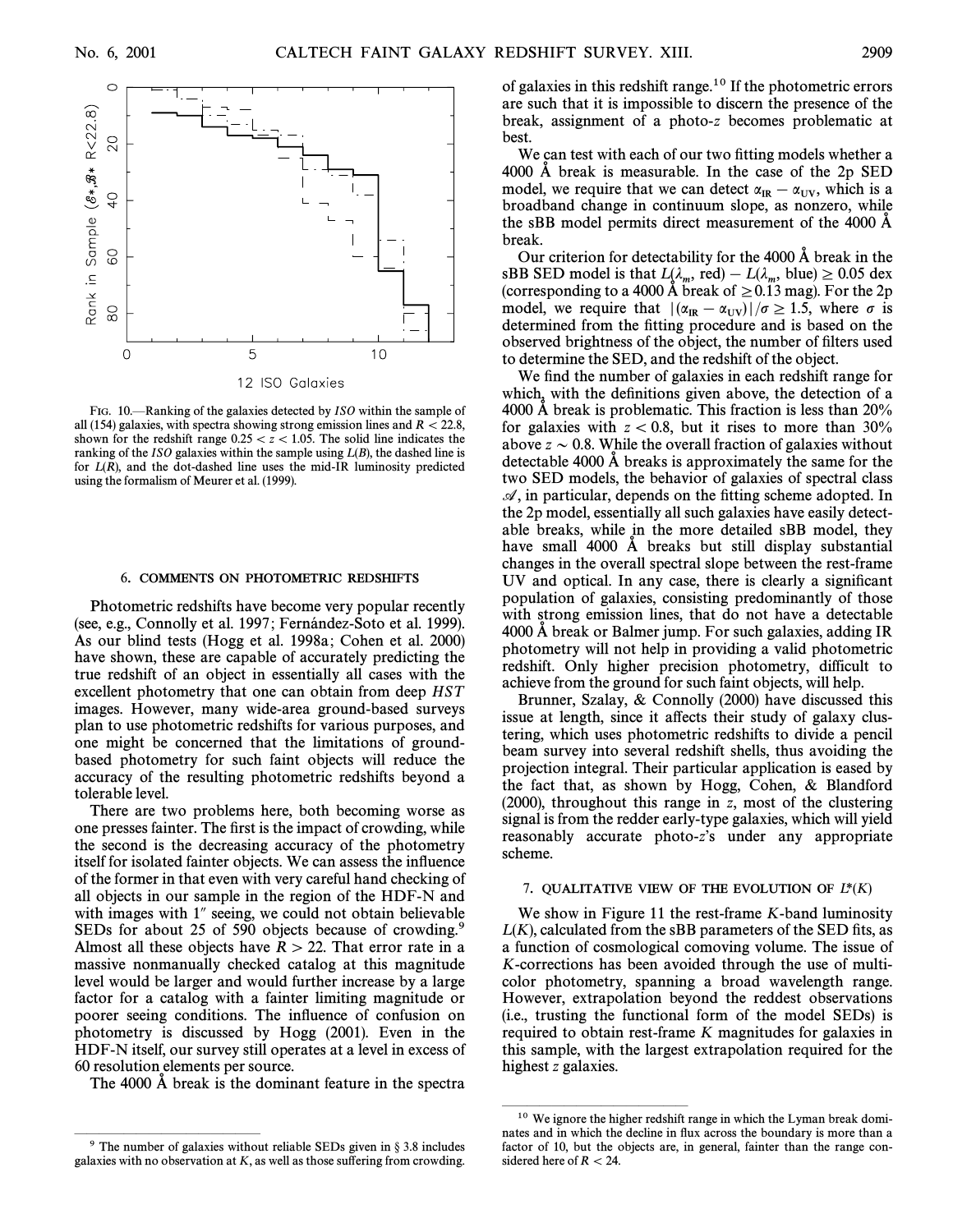FIG. 10.—Ranking of the galaxies detected by *ISO* within the sample of all (154) galaxies, with spectra showing strong emission lines and $R < 22.8$, shown for the redshift range $0.25 < z < 1.05$. The solid line indicates the ranking of the *ISO* galaxies within the sample using $L(B)$, the dashed line is for $L(R)$, and the dot-dashed line uses the mid-IR luminosity predicted using the formalism of Meurer et al. (1999).

## 6. COMMENTS ON PHOTOMETRIC REDSHIFTS

Photometric redshifts have become very popular recently (see, e.g., Connolly et al. 1997; Fernández-Soto et al. 1999). As our blind tests (Hogg et al. 1998a; Cohen et al. 2000) have shown, these are capable of accurately predicting the true redshift of an object in essentially all cases with the excellent photometry that one can obtain from deep *HST* images. However, many wide-area ground-based surveys plan to use photometric redshifts for various purposes, and one might be concerned that the limitations of ground-based photometry for such faint objects will reduce the accuracy of the resulting photometric redshifts beyond a tolerable level.

There are two problems here, both becoming worse as one presses fainter. The first is the impact of crowding, while the second is the decreasing accuracy of the photometry itself for isolated fainter objects. We can assess the influence of the former in that even with very careful hand checking of all objects in our sample in the region of the HDF-N and with images with 1″ seeing, we could not obtain believable SEDs for about 25 of 590 objects because of crowding.[9] Almost all these objects have $R > 22$. That error rate in a massive nonmanually checked catalog at this magnitude level would be larger and would further increase by a large factor for a catalog with a fainter limiting magnitude or poorer seeing conditions. The influence of confusion on photometry is discussed by Hogg (2001). Even in the HDF-N itself, our survey still operates at a level in excess of 60 resolution elements per source.

The 4000 Å break is the dominant feature in the spectra of galaxies in this redshift range.[10] If the photometric errors are such that it is impossible to discern the presence of the break, assignment of a photo-$z$ becomes problematic at best.

We can test with each of our two fitting models whether a 4000 Å break is measurable. In the case of the 2p SED model, we require that we can detect $\alpha_{IR} - \alpha_{UV}$, which is a broadband change in continuum slope, as nonzero, while the sBB model permits direct measurement of the 4000 Å break.

Our criterion for detectability for the 4000 Å break in the sBB SED model is that $L(\lambda_m, \text{red}) - L(\lambda_m, \text{blue}) \geq 0.05$ dex (corresponding to a 4000 Å break of $\geq 0.13$ mag). For the 2p model, we require that $|(\alpha_{IR} - \alpha_{UV})|/\sigma \geq 1.5$, where $\sigma$ is determined from the fitting procedure and is based on the observed brightness of the object, the number of filters used to determine the SED, and the redshift of the object.

We find the number of galaxies in each redshift range for which, with the definitions given above, the detection of a 4000 Å break is problematic. This fraction is less than 20% for galaxies with $z < 0.8$, but it rises to more than 30% above $z \sim 0.8$. While the overall fraction of galaxies without detectable 4000 Å breaks is approximately the same for the two SED models, the behavior of galaxies of spectral class $\mathscr{A}$, in particular, depends on the fitting scheme adopted. In the 2p model, essentially all such galaxies have easily detectable breaks, while in the more detailed sBB model, they have small 4000 Å breaks but still display substantial changes in the overall spectral slope between the rest-frame UV and optical. In any case, there is clearly a significant population of galaxies, consisting predominantly of those with strong emission lines, that do not have a detectable 4000 Å break or Balmer jump. For such galaxies, adding IR photometry will not help in providing a valid photometric redshift. Only higher precision photometry, difficult to achieve from the ground for such faint objects, will help.

Brunner, Szalay, & Connolly (2000) have discussed this issue at length, since it affects their study of galaxy clustering, which uses photometric redshifts to divide a pencil beam survey into several redshift shells, thus avoiding the projection integral. Their particular application is eased by the fact that, as shown by Hogg, Cohen, & Blandford (2000), throughout this range in $z$, most of the clustering signal is from the redder early-type galaxies, which will yield reasonably accurate photo-$z$'s under any appropriate scheme.

## 7. QUALITATIVE VIEW OF THE EVOLUTION OF $L^*(K)$

We show in Figure 11 the rest-frame $K$-band luminosity $L(K)$, calculated from the sBB parameters of the SED fits, as a function of cosmological comoving volume. The issue of $K$-corrections has been avoided through the use of multicolor photometry, spanning a broad wavelength range. However, extrapolation beyond the reddest observations (i.e., trusting the functional form of the model SEDs) is required to obtain rest-frame $K$ magnitudes for galaxies in this sample, with the largest extrapolation required for the highest $z$ galaxies.

---

[9] The number of galaxies without reliable SEDs given in § 3.8 includes galaxies with no observation at $K$, as well as those suffering from crowding.

[10] We ignore the higher redshift range in which the Lyman break dominates and in which the decline in flux across the boundary is more than a factor of 10, but the objects are, in general, fainter than the range considered here of $R < 24$.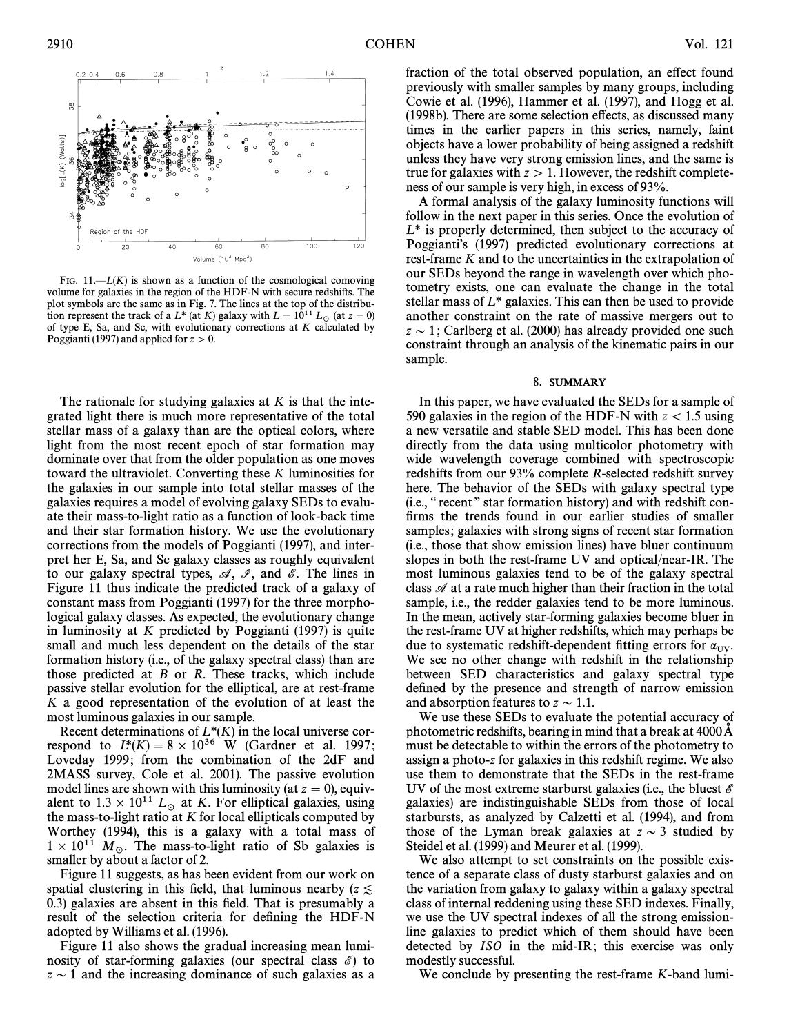FIG. 11.—$L(K)$ is shown as a function of the cosmological comoving volume for galaxies in the region of the HDF-N with secure redshifts. The plot symbols are the same as in Fig. 7. The lines at the top of the distribution represent the track of a $L^*$ (at $K$) galaxy with $L = 10^{11}\ L_{\odot}$ (at $z = 0$) of type E, Sa, and Sc, with evolutionary corrections at $K$ calculated by Poggianti (1997) and applied for $z > 0$.

The rationale for studying galaxies at $K$ is that the integrated light there is much more representative of the total stellar mass of a galaxy than are the optical colors, where light from the most recent epoch of star formation may dominate over that from the older population as one moves toward the ultraviolet. Converting these $K$ luminosities for the galaxies in our sample into total stellar masses of the galaxies requires a model of evolving galaxy SEDs to evaluate their mass-to-light ratio as a function of look-back time and their star formation history. We use the evolutionary corrections from the models of Poggianti (1997), and interpret her E, Sa, and Sc galaxy classes as roughly equivalent to our galaxy spectral types, $\mathscr{A}$, $\mathscr{I}$, and $\mathscr{E}$. The lines in Figure 11 thus indicate the predicted track of a galaxy of constant mass from Poggianti (1997) for the three morphological galaxy classes. As expected, the evolutionary change in luminosity at $K$ predicted by Poggianti (1997) is quite small and much less dependent on the details of the star formation history (i.e., of the galaxy spectral class) than are those predicted at $B$ or $R$. These tracks, which include passive stellar evolution for the elliptical, are at rest-frame $K$ a good representation of the evolution of at least the most luminous galaxies in our sample.

Recent determinations of $L^*(K)$ in the local universe correspond to $L^*(K) = 8 \times 10^{36}$ W (Gardner et al. 1997; Loveday 1999; from the combination of the 2dF and 2MASS survey, Cole et al. 2001). The passive evolution model lines are shown with this luminosity (at $z = 0$), equivalent to $1.3 \times 10^{11}\ L_{\odot}$ at $K$. For elliptical galaxies, using the mass-to-light ratio at $K$ for local ellipticals computed by Worthey (1994), this is a galaxy with a total mass of $1 \times 10^{11}\ M_{\odot}$. The mass-to-light ratio of Sb galaxies is smaller by about a factor of 2.

Figure 11 suggests, as has been evident from our work on spatial clustering in this field, that luminous nearby ($z \lesssim 0.3$) galaxies are absent in this field. That is presumably a result of the selection criteria for defining the HDF-N adopted by Williams et al. (1996).

Figure 11 also shows the gradual increasing mean luminosity of star-forming galaxies (our spectral class $\mathscr{E}$) to $z \sim 1$ and the increasing dominance of such galaxies as a fraction of the total observed population, an effect found previously with smaller samples by many groups, including Cowie et al. (1996), Hammer et al. (1997), and Hogg et al. (1998b). There are some selection effects, as discussed many times in the earlier papers in this series, namely, faint objects have a lower probability of being assigned a redshift unless they have very strong emission lines, and the same is true for galaxies with $z > 1$. However, the redshift completeness of our sample is very high, in excess of 93%.

A formal analysis of the galaxy luminosity functions will follow in the next paper in this series. Once the evolution of $L^*$ is properly determined, then subject to the accuracy of Poggianti's (1997) predicted evolutionary corrections at rest-frame $K$ and to the uncertainties in the extrapolation of our SEDs beyond the range in wavelength over which photometry exists, one can evaluate the change in the total stellar mass of $L^*$ galaxies. This can then be used to provide another constraint on the rate of massive mergers out to $z \sim 1$; Carlberg et al. (2000) has already provided one such constraint through an analysis of the kinematic pairs in our sample.

## 8. SUMMARY

In this paper, we have evaluated the SEDs for a sample of 590 galaxies in the region of the HDF-N with $z < 1.5$ using a new versatile and stable SED model. This has been done directly from the data using multicolor photometry with wide wavelength coverage combined with spectroscopic redshifts from our 93% complete $R$-selected redshift survey here. The behavior of the SEDs with galaxy spectral type (i.e., "recent" star formation history) and with redshift confirms the trends found in our earlier studies of smaller samples; galaxies with strong signs of recent star formation (i.e., those that show emission lines) have bluer continuum slopes in both the rest-frame UV and optical/near-IR. The most luminous galaxies tend to be of the galaxy spectral class $\mathscr{A}$ at a rate much higher than their fraction in the total sample, i.e., the redder galaxies tend to be more luminous. In the mean, actively star-forming galaxies become bluer in the rest-frame UV at higher redshifts, which may perhaps be due to systematic redshift-dependent fitting errors for $\alpha_{UV}$. We see no other change with redshift in the relationship between SED characteristics and galaxy spectral type defined by the presence and strength of narrow emission and absorption features to $z \sim 1.1$.

We use these SEDs to evaluate the potential accuracy of photometric redshifts, bearing in mind that a break at 4000 Å must be detectable to within the errors of the photometry to assign a photo-$z$ for galaxies in this redshift regime. We also use them to demonstrate that the SEDs in the rest-frame UV of the most extreme starburst galaxies (i.e., the bluest $\mathscr{E}$ galaxies) are indistinguishable SEDs from those of local starbursts, as analyzed by Calzetti et al. (1994), and from those of the Lyman break galaxies at $z \sim 3$ studied by Steidel et al. (1999) and Meurer et al. (1999).

We also attempt to set constraints on the possible existence of a separate class of dusty starburst galaxies and on the variation from galaxy to galaxy within a galaxy spectral class of internal reddening using these SED indexes. Finally, we use the UV spectral indexes of all the strong emission-line galaxies to predict which of them should have been detected by *ISO* in the mid-IR; this exercise was only modestly successful.

We conclude by presenting the rest-frame $K$-band lumi-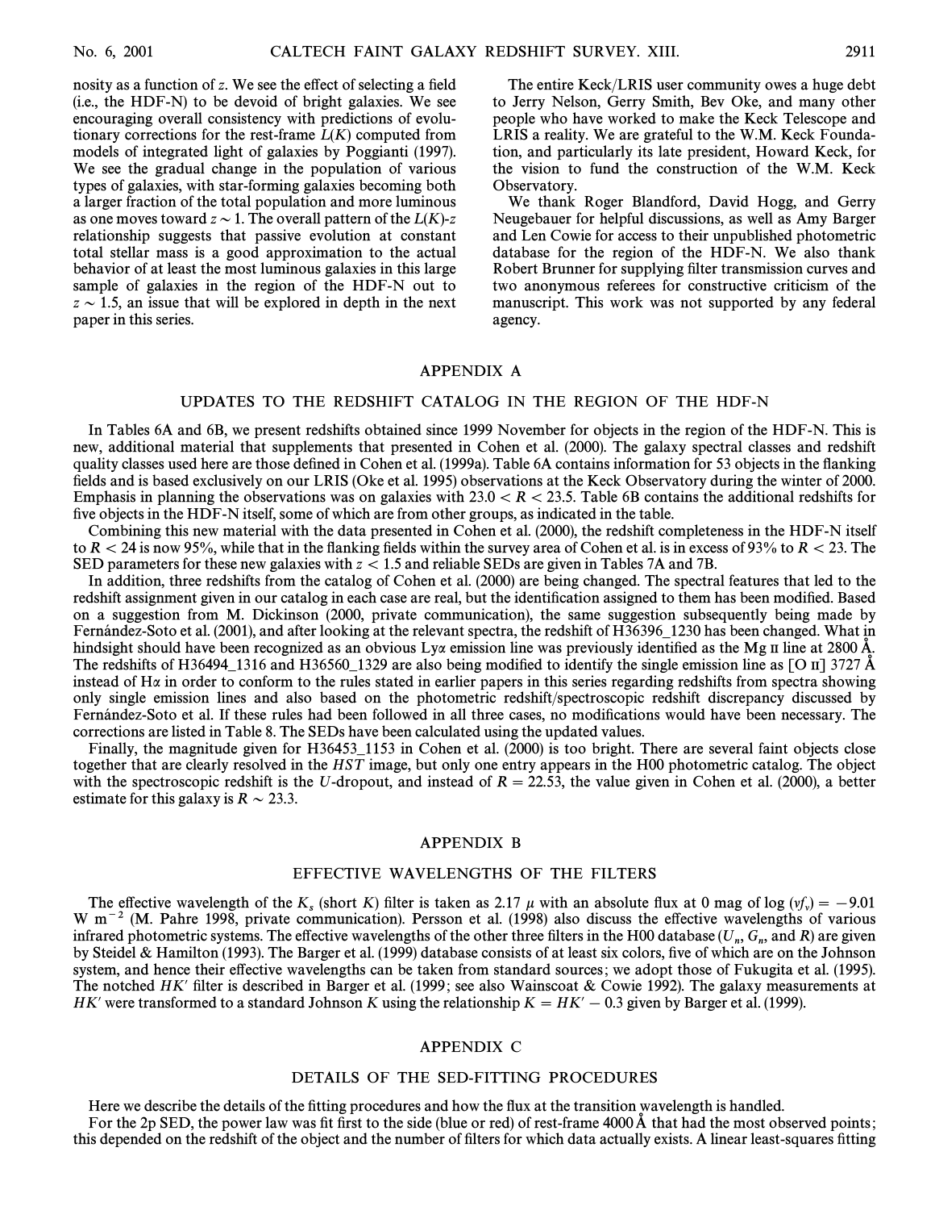nosity as a function of $z$. We see the effect of selecting a field (i.e., the HDF-N) to be devoid of bright galaxies. We see encouraging overall consistency with predictions of evolutionary corrections for the rest-frame $L(K)$ computed from models of integrated light of galaxies by Poggianti (1997). We see the gradual change in the population of various types of galaxies, with star-forming galaxies becoming both a larger fraction of the total population and more luminous as one moves toward $z \sim 1$. The overall pattern of the $L(K)$-$z$ relationship suggests that passive evolution at constant total stellar mass is a good approximation to the actual behavior of at least the most luminous galaxies in this large sample of galaxies in the region of the HDF-N out to $z \sim 1.5$, an issue that will be explored in depth in the next paper in this series.

The entire Keck/LRIS user community owes a huge debt to Jerry Nelson, Gerry Smith, Bev Oke, and many other people who have worked to make the Keck Telescope and LRIS a reality. We are grateful to the W.M. Keck Foundation, and particularly its late president, Howard Keck, for the vision to fund the construction of the W.M. Keck Observatory.

We thank Roger Blandford, David Hogg, and Gerry Neugebauer for helpful discussions, as well as Amy Barger and Len Cowie for access to their unpublished photometric database for the region of the HDF-N. We also thank Robert Brunner for supplying filter transmission curves and two anonymous referees for constructive criticism of the manuscript. This work was not supported by any federal agency.

## APPENDIX A

### UPDATES TO THE REDSHIFT CATALOG IN THE REGION OF THE HDF-N

In Tables 6A and 6B, we present redshifts obtained since 1999 November for objects in the region of the HDF-N. This is new, additional material that supplements that presented in Cohen et al. (2000). The galaxy spectral classes and redshift quality classes used here are those defined in Cohen et al. (1999a). Table 6A contains information for 53 objects in the flanking fields and is based exclusively on our LRIS (Oke et al. 1995) observations at the Keck Observatory during the winter of 2000. Emphasis in planning the observations was on galaxies with $23.0 < R < 23.5$. Table 6B contains the additional redshifts for five objects in the HDF-N itself, some of which are from other groups, as indicated in the table.

Combining this new material with the data presented in Cohen et al. (2000), the redshift completeness in the HDF-N itself to $R < 24$ is now 95%, while that in the flanking fields within the survey area of Cohen et al. is in excess of 93% to $R < 23$. The SED parameters for these new galaxies with $z < 1.5$ and reliable SEDs are given in Tables 7A and 7B.

In addition, three redshifts from the catalog of Cohen et al. (2000) are being changed. The spectral features that led to the redshift assignment given in our catalog in each case are real, but the identification assigned to them has been modified. Based on a suggestion from M. Dickinson (2000, private communication), the same suggestion subsequently being made by Fernández-Soto et al. (2001), and after looking at the relevant spectra, the redshift of H36396_1230 has been changed. What in hindsight should have been recognized as an obvious Ly$\alpha$ emission line was previously identified as the Mg II line at 2800 Å. The redshifts of H36494_1316 and H36560_1329 are also being modified to identify the single emission line as [O II] 3727 Å instead of H$\alpha$ in order to conform to the rules stated in earlier papers in this series regarding redshifts from spectra showing only single emission lines and also based on the photometric redshift/spectroscopic redshift discrepancy discussed by Fernández-Soto et al. If these rules had been followed in all three cases, no modifications would have been necessary. The corrections are listed in Table 8. The SEDs have been calculated using the updated values.

Finally, the magnitude given for H36453_1153 in Cohen et al. (2000) is too bright. There are several faint objects close together that are clearly resolved in the *HST* image, but only one entry appears in the H00 photometric catalog. The object with the spectroscopic redshift is the $U$-dropout, and instead of $R = 22.53$, the value given in Cohen et al. (2000), a better estimate for this galaxy is $R \sim 23.3$.

## APPENDIX B

### EFFECTIVE WAVELENGTHS OF THE FILTERS

The effective wavelength of the $K_s$ (short $K$) filter is taken as 2.17 $\mu$ with an absolute flux at 0 mag of $\log(\nu f_\nu) = -9.01$ W m$^{-2}$ (M. Pahre 1998, private communication). Persson et al. (1998) also discuss the effective wavelengths of various infrared photometric systems. The effective wavelengths of the other three filters in the H00 database ($U_n$, $G_n$, and $R$) are given by Steidel & Hamilton (1993). The Barger et al. (1999) database consists of at least six colors, five of which are on the Johnson system, and hence their effective wavelengths can be taken from standard sources; we adopt those of Fukugita et al. (1995). The notched $HK'$ filter is described in Barger et al. (1999; see also Wainscoat & Cowie 1992). The galaxy measurements at $HK'$ were transformed to a standard Johnson $K$ using the relationship $K = HK' - 0.3$ given by Barger et al. (1999).

## APPENDIX C

### DETAILS OF THE SED-FITTING PROCEDURES

Here we describe the details of the fitting procedures and how the flux at the transition wavelength is handled.

For the 2p SED, the power law was fit first to the side (blue or red) of rest-frame 4000 Å that had the most observed points; this depended on the redshift of the object and the number of filters for which data actually exists. A linear least-squares fitting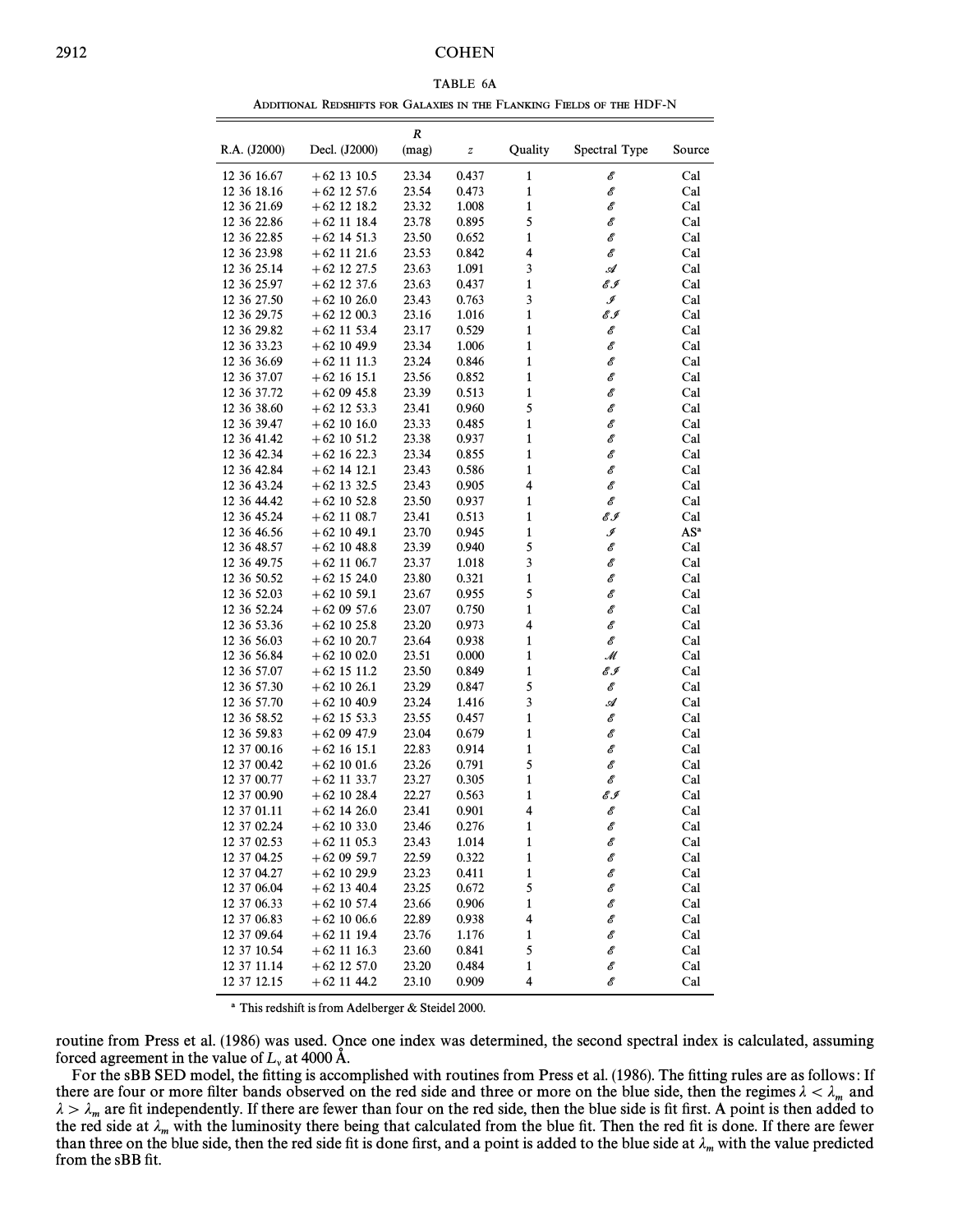TABLE 6A

Additional Redshifts for Galaxies in the Flanking Fields of the HDF-N

| R.A. (J2000) | Decl. (J2000) | $R$ (mag) | $z$ | Quality | Spectral Type | Source |
|---|---|---|---|---|---|---|
| 12 36 16.67 | +62 13 10.5 | 23.34 | 0.437 | 1 | $\mathcal{E}$ | Cal |
| 12 36 18.16 | +62 12 57.6 | 23.54 | 0.473 | 1 | $\mathcal{E}$ | Cal |
| 12 36 21.69 | +62 12 18.2 | 23.32 | 1.008 | 1 | $\mathcal{E}$ | Cal |
| 12 36 22.86 | +62 11 18.4 | 23.78 | 0.895 | 5 | $\mathcal{E}$ | Cal |
| 12 36 22.85 | +62 14 51.3 | 23.50 | 0.652 | 1 | $\mathcal{E}$ | Cal |
| 12 36 23.98 | +62 11 21.6 | 23.53 | 0.842 | 4 | $\mathcal{E}$ | Cal |
| 12 36 25.14 | +62 12 27.5 | 23.63 | 1.091 | 3 | $\mathcal{A}$ | Cal |
| 12 36 25.97 | +62 12 37.6 | 23.63 | 0.437 | 1 | $\mathcal{EI}$ | Cal |
| 12 36 27.50 | +62 10 26.0 | 23.43 | 0.763 | 3 | $\mathcal{I}$ | Cal |
| 12 36 29.75 | +62 12 00.3 | 23.16 | 1.016 | 1 | $\mathcal{EI}$ | Cal |
| 12 36 29.82 | +62 11 53.4 | 23.17 | 0.529 | 1 | $\mathcal{E}$ | Cal |
| 12 36 33.23 | +62 10 49.9 | 23.34 | 1.006 | 1 | $\mathcal{E}$ | Cal |
| 12 36 36.69 | +62 11 11.3 | 23.24 | 0.846 | 1 | $\mathcal{E}$ | Cal |
| 12 36 37.07 | +62 16 15.1 | 23.56 | 0.852 | 1 | $\mathcal{E}$ | Cal |
| 12 36 37.72 | +62 09 45.8 | 23.39 | 0.513 | 1 | $\mathcal{E}$ | Cal |
| 12 36 38.60 | +62 12 53.3 | 23.41 | 0.960 | 5 | $\mathcal{E}$ | Cal |
| 12 36 39.47 | +62 10 16.0 | 23.33 | 0.485 | 1 | $\mathcal{E}$ | Cal |
| 12 36 41.42 | +62 10 51.2 | 23.38 | 0.937 | 1 | $\mathcal{E}$ | Cal |
| 12 36 42.34 | +62 16 22.3 | 23.34 | 0.855 | 1 | $\mathcal{E}$ | Cal |
| 12 36 42.84 | +62 14 12.1 | 23.43 | 0.586 | 1 | $\mathcal{E}$ | Cal |
| 12 36 43.24 | +62 13 32.5 | 23.43 | 0.905 | 4 | $\mathcal{E}$ | Cal |
| 12 36 44.42 | +62 10 52.8 | 23.50 | 0.937 | 1 | $\mathcal{E}$ | Cal |
| 12 36 45.24 | +62 11 08.7 | 23.41 | 0.513 | 1 | $\mathcal{EI}$ | Cal |
| 12 36 46.56 | +62 10 49.1 | 23.70 | 0.945 | 1 | $\mathcal{I}$ | AS[a] |
| 12 36 48.57 | +62 10 48.8 | 23.39 | 0.940 | 5 | $\mathcal{E}$ | Cal |
| 12 36 49.75 | +62 11 06.7 | 23.37 | 1.018 | 3 | $\mathcal{E}$ | Cal |
| 12 36 50.52 | +62 15 24.0 | 23.80 | 0.321 | 1 | $\mathcal{E}$ | Cal |
| 12 36 52.03 | +62 10 59.1 | 23.67 | 0.955 | 5 | $\mathcal{E}$ | Cal |
| 12 36 52.24 | +62 09 57.6 | 23.07 | 0.750 | 1 | $\mathcal{E}$ | Cal |
| 12 36 53.36 | +62 10 25.8 | 23.20 | 0.973 | 4 | $\mathcal{E}$ | Cal |
| 12 36 56.03 | +62 10 20.7 | 23.64 | 0.938 | 1 | $\mathcal{E}$ | Cal |
| 12 36 56.84 | +62 10 02.0 | 23.51 | 0.000 | 1 | $\mathcal{M}$ | Cal |
| 12 36 57.07 | +62 15 11.2 | 23.50 | 0.849 | 1 | $\mathcal{EI}$ | Cal |
| 12 36 57.30 | +62 10 26.1 | 23.29 | 0.847 | 5 | $\mathcal{E}$ | Cal |
| 12 36 57.70 | +62 10 40.9 | 23.24 | 1.416 | 3 | $\mathcal{A}$ | Cal |
| 12 36 58.52 | +62 15 53.3 | 23.55 | 0.457 | 1 | $\mathcal{E}$ | Cal |
| 12 36 59.83 | +62 09 47.9 | 23.04 | 0.679 | 1 | $\mathcal{E}$ | Cal |
| 12 37 00.16 | +62 16 15.1 | 22.83 | 0.914 | 1 | $\mathcal{E}$ | Cal |
| 12 37 00.42 | +62 10 01.6 | 23.26 | 0.791 | 5 | $\mathcal{E}$ | Cal |
| 12 37 00.77 | +62 11 33.7 | 23.27 | 0.305 | 1 | $\mathcal{E}$ | Cal |
| 12 37 00.90 | +62 10 28.4 | 22.27 | 0.563 | 1 | $\mathcal{EI}$ | Cal |
| 12 37 01.11 | +62 14 26.0 | 23.41 | 0.901 | 4 | $\mathcal{E}$ | Cal |
| 12 37 02.24 | +62 10 33.0 | 23.46 | 0.276 | 1 | $\mathcal{E}$ | Cal |
| 12 37 02.53 | +62 11 05.3 | 23.43 | 1.014 | 1 | $\mathcal{E}$ | Cal |
| 12 37 04.25 | +62 09 59.7 | 22.59 | 0.322 | 1 | $\mathcal{E}$ | Cal |
| 12 37 04.27 | +62 10 29.9 | 23.23 | 0.411 | 1 | $\mathcal{E}$ | Cal |
| 12 37 06.04 | +62 13 40.4 | 23.25 | 0.672 | 5 | $\mathcal{E}$ | Cal |
| 12 37 06.33 | +62 10 57.4 | 23.66 | 0.906 | 1 | $\mathcal{E}$ | Cal |
| 12 37 06.83 | +62 10 06.6 | 22.89 | 0.938 | 4 | $\mathcal{E}$ | Cal |
| 12 37 09.64 | +62 11 19.4 | 23.76 | 1.176 | 1 | $\mathcal{E}$ | Cal |
| 12 37 10.54 | +62 11 16.3 | 23.60 | 0.841 | 5 | $\mathcal{E}$ | Cal |
| 12 37 11.14 | +62 12 57.0 | 23.20 | 0.484 | 1 | $\mathcal{E}$ | Cal |
| 12 37 12.15 | +62 11 44.2 | 23.10 | 0.909 | 4 | $\mathcal{E}$ | Cal |

[a] This redshift is from Adelberger & Steidel 2000.

routine from Press et al. (1986) was used. Once one index was determined, the second spectral index is calculated, assuming forced agreement in the value of $L_\nu$ at 4000 Å.

For the sBB SED model, the fitting is accomplished with routines from Press et al. (1986). The fitting rules are as follows: If there are four or more filter bands observed on the red side and three or more on the blue side, then the regimes $\lambda < \lambda_m$ and $\lambda > \lambda_m$ are fit independently. If there are fewer than four on the red side, then the blue side is fit first. A point is then added to the red side at $\lambda_m$ with the luminosity there being that calculated from the blue fit. Then the red fit is done. If there are fewer than three on the blue side, then the red side fit is done first, and a point is added to the blue side at $\lambda_m$ with the value predicted from the sBB fit.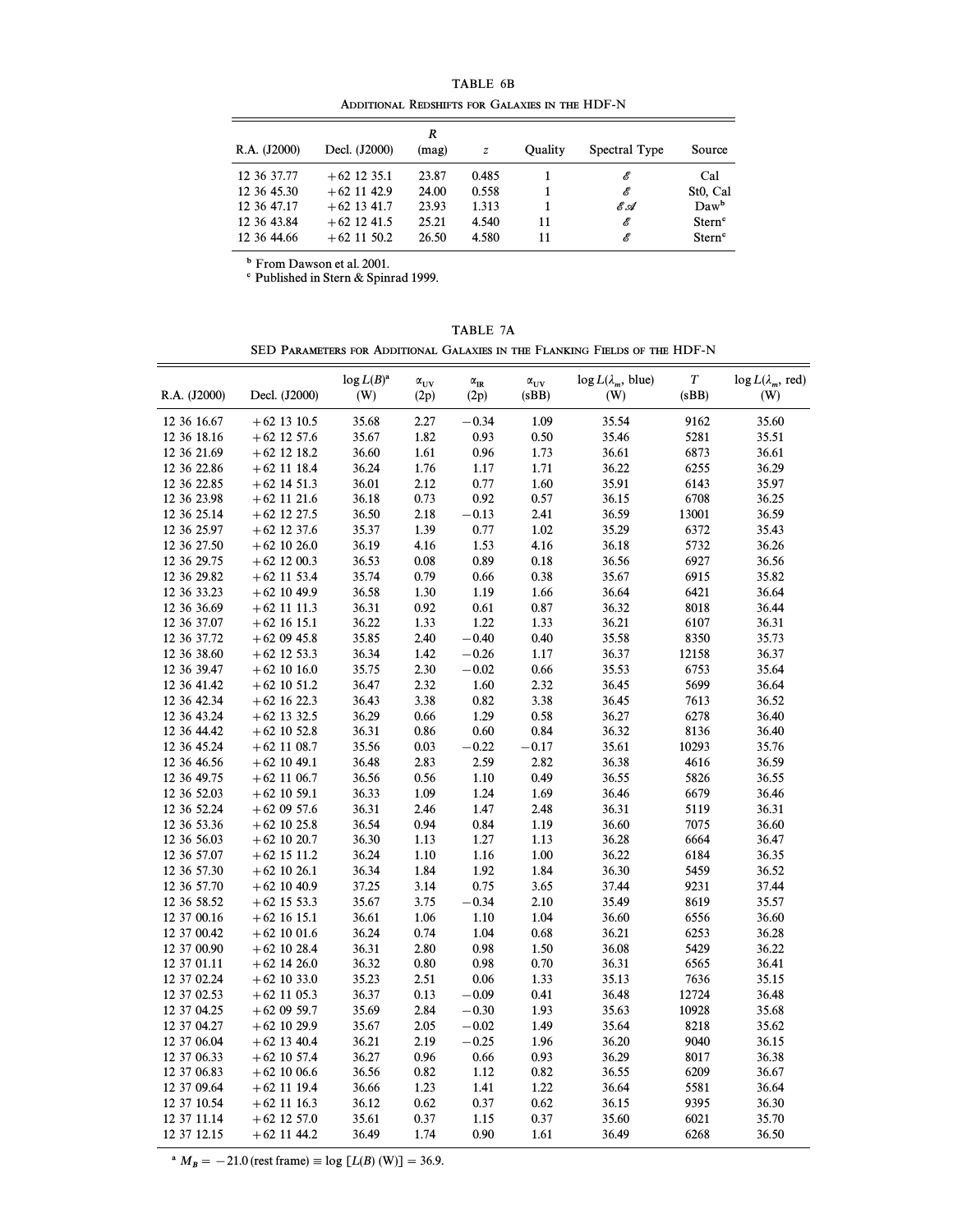TABLE 6B

Additional Redshifts for Galaxies in the HDF-N

| R.A. (J2000) | Decl. (J2000) | $R$ (mag) | $z$ | Quality | Spectral Type | Source |
|---|---|---|---|---|---|---|
| 12 36 37.77 | +62 12 35.1 | 23.87 | 0.485 | 1 | $\mathscr{E}$ | Cal |
| 12 36 45.30 | +62 11 42.9 | 24.00 | 0.558 | 1 | $\mathscr{E}$ | St0, Cal |
| 12 36 47.17 | +62 13 41.7 | 23.93 | 1.313 | 1 | $\mathscr{E}\mathscr{A}$ | Daw[b] |
| 12 36 43.84 | +62 12 41.5 | 25.21 | 4.540 | 11 | $\mathscr{E}$ | Stern[c] |
| 12 36 44.66 | +62 11 50.2 | 26.50 | 4.580 | 11 | $\mathscr{E}$ | Stern[c] |

[b] From Dawson et al. 2001.

[c] Published in Stern & Spinrad 1999.

TABLE 7A

SED Parameters for Additional Galaxies in the Flanking Fields of the HDF-N

| R.A. (J2000) | Decl. (J2000) | log $L(B)$[a] (W) | $\alpha_{UV}$ (2p) | $\alpha_{IR}$ (2p) | $\alpha_{UV}$ (sBB) | log $L(\lambda_m$, blue) (W) | $T$ (sBB) | log $L(\lambda_m$, red) (W) |
|---|---|---|---|---|---|---|---|---|
| 12 36 16.67 | +62 13 10.5 | 35.68 | 2.27 | −0.34 | 1.09 | 35.54 | 9162 | 35.60 |
| 12 36 18.16 | +62 12 57.6 | 35.67 | 1.82 | 0.93 | 0.50 | 35.46 | 5281 | 35.51 |
| 12 36 21.69 | +62 12 18.2 | 36.60 | 1.61 | 0.96 | 1.73 | 36.61 | 6873 | 36.61 |
| 12 36 22.86 | +62 11 18.4 | 36.24 | 1.76 | 1.17 | 1.71 | 36.22 | 6255 | 36.29 |
| 12 36 22.85 | +62 14 51.3 | 36.01 | 2.12 | 0.77 | 1.60 | 35.91 | 6143 | 35.97 |
| 12 36 23.98 | +62 11 21.6 | 36.18 | 0.73 | 0.92 | 0.57 | 36.15 | 6708 | 36.25 |
| 12 36 25.14 | +62 12 27.5 | 36.50 | 2.18 | −0.13 | 2.41 | 36.59 | 13001 | 36.59 |
| 12 36 25.97 | +62 12 37.6 | 35.37 | 1.39 | 0.77 | 1.02 | 35.29 | 6372 | 35.43 |
| 12 36 27.50 | +62 10 26.0 | 36.19 | 4.16 | 1.53 | 4.16 | 36.18 | 5732 | 36.26 |
| 12 36 29.75 | +62 12 00.3 | 36.53 | 0.08 | 0.89 | 0.18 | 36.56 | 6927 | 36.56 |
| 12 36 29.82 | +62 11 53.4 | 35.74 | 0.79 | 0.66 | 0.38 | 35.67 | 6915 | 35.82 |
| 12 36 33.23 | +62 10 49.9 | 36.58 | 1.30 | 1.19 | 1.66 | 36.64 | 6421 | 36.64 |
| 12 36 36.69 | +62 11 11.3 | 36.31 | 0.92 | 0.61 | 0.87 | 36.32 | 8018 | 36.44 |
| 12 36 37.07 | +62 16 15.1 | 36.22 | 1.33 | 1.22 | 1.33 | 36.21 | 6107 | 36.31 |
| 12 36 37.72 | +62 09 45.8 | 35.85 | 2.40 | −0.40 | 0.40 | 35.58 | 8350 | 35.73 |
| 12 36 38.60 | +62 12 53.3 | 36.34 | 1.42 | −0.26 | 1.17 | 36.37 | 12158 | 36.37 |
| 12 36 39.47 | +62 10 16.0 | 35.75 | 2.30 | −0.02 | 0.66 | 35.53 | 6753 | 35.64 |
| 12 36 41.42 | +62 10 51.2 | 36.47 | 2.32 | 1.60 | 2.32 | 36.45 | 5699 | 36.64 |
| 12 36 42.34 | +62 16 22.3 | 36.43 | 3.38 | 0.82 | 3.38 | 36.45 | 7613 | 36.52 |
| 12 36 43.24 | +62 13 32.5 | 36.29 | 0.66 | 1.29 | 0.58 | 36.27 | 6278 | 36.40 |
| 12 36 44.42 | +62 10 52.8 | 36.31 | 0.86 | 0.60 | 0.84 | 36.32 | 8136 | 36.40 |
| 12 36 45.24 | +62 11 08.7 | 35.56 | 0.03 | −0.22 | −0.17 | 35.61 | 10293 | 35.76 |
| 12 36 46.56 | +62 10 49.1 | 36.48 | 2.83 | 2.59 | 2.82 | 36.38 | 4616 | 36.59 |
| 12 36 49.75 | +62 11 06.7 | 36.56 | 0.56 | 1.10 | 0.49 | 36.55 | 5826 | 36.55 |
| 12 36 52.03 | +62 10 59.1 | 36.33 | 1.09 | 1.24 | 1.69 | 36.46 | 6679 | 36.46 |
| 12 36 52.24 | +62 09 57.6 | 36.31 | 2.46 | 1.47 | 2.48 | 36.31 | 5119 | 36.31 |
| 12 36 53.36 | +62 10 25.8 | 36.54 | 0.94 | 0.84 | 1.19 | 36.60 | 7075 | 36.60 |
| 12 36 56.03 | +62 10 20.7 | 36.30 | 1.13 | 1.27 | 1.13 | 36.28 | 6664 | 36.47 |
| 12 36 57.07 | +62 15 11.2 | 36.24 | 1.10 | 1.16 | 1.00 | 36.22 | 6184 | 36.35 |
| 12 36 57.30 | +62 10 26.1 | 36.34 | 1.84 | 1.92 | 1.84 | 36.30 | 5459 | 36.52 |
| 12 36 57.70 | +62 10 40.9 | 37.25 | 3.14 | 0.75 | 3.65 | 37.44 | 9231 | 37.44 |
| 12 36 58.52 | +62 15 53.3 | 35.67 | 3.75 | −0.34 | 2.10 | 35.49 | 8619 | 35.57 |
| 12 37 00.16 | +62 16 15.1 | 36.61 | 1.06 | 1.10 | 1.04 | 36.60 | 6556 | 36.60 |
| 12 37 00.42 | +62 10 01.6 | 36.24 | 0.74 | 1.04 | 0.68 | 36.21 | 6253 | 36.28 |
| 12 37 00.90 | +62 10 28.4 | 36.31 | 2.80 | 0.98 | 1.50 | 36.08 | 5429 | 36.22 |
| 12 37 01.11 | +62 14 26.0 | 36.32 | 0.80 | 0.98 | 0.70 | 36.31 | 6565 | 36.41 |
| 12 37 02.24 | +62 10 33.0 | 35.23 | 2.51 | 0.06 | 1.33 | 35.13 | 7636 | 35.15 |
| 12 37 02.53 | +62 11 05.3 | 36.37 | 0.13 | −0.09 | 0.41 | 36.48 | 12724 | 36.48 |
| 12 37 04.25 | +62 09 59.7 | 35.69 | 2.84 | −0.30 | 1.93 | 35.63 | 10928 | 35.68 |
| 12 37 04.27 | +62 10 29.9 | 35.67 | 2.05 | −0.02 | 1.49 | 35.64 | 8218 | 35.62 |
| 12 37 06.04 | +62 13 40.4 | 36.21 | 2.19 | −0.25 | 1.96 | 36.20 | 9040 | 36.15 |
| 12 37 06.33 | +62 10 57.4 | 36.27 | 0.96 | 0.66 | 0.93 | 36.29 | 8017 | 36.38 |
| 12 37 06.83 | +62 10 06.6 | 36.56 | 0.82 | 1.12 | 0.82 | 36.55 | 6209 | 36.67 |
| 12 37 09.64 | +62 11 19.4 | 36.66 | 1.23 | 1.41 | 1.22 | 36.64 | 5581 | 36.64 |
| 12 37 10.54 | +62 11 16.3 | 36.12 | 0.62 | 0.37 | 0.62 | 36.15 | 9395 | 36.30 |
| 12 37 11.14 | +62 12 57.0 | 35.61 | 0.37 | 1.15 | 0.37 | 35.60 | 6021 | 35.70 |
| 12 37 12.15 | +62 11 44.2 | 36.49 | 1.74 | 0.90 | 1.61 | 36.49 | 6268 | 36.50 |

[a] $M_B = -21.0$ (rest frame) $\equiv \log\,[L(B)\,(\mathrm{W})] = 36.9$.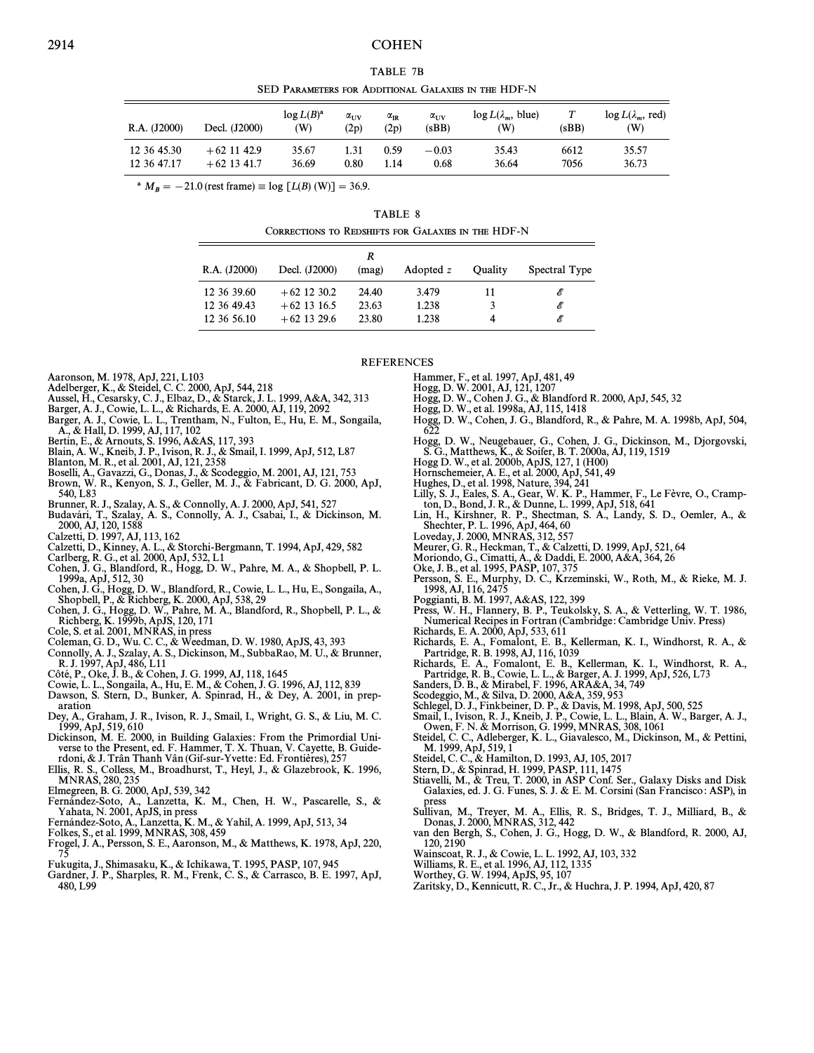TABLE 7B

SED Parameters for Additional Galaxies in the HDF-N

| R.A. (J2000) | Decl. (J2000) | $\log L(B)^a$ (W) | $\alpha_{UV}$ (2p) | $\alpha_{IR}$ (2p) | $\alpha_{UV}$ (sBB) | $\log L(\lambda_m$, blue) (W) | $T$ (sBB) | $\log L(\lambda_m$, red) (W) |
|---|---|---|---|---|---|---|---|---|
| 12 36 45.30 | +62 11 42.9 | 35.67 | 1.31 | 0.59 | −0.03 | 35.43 | 6612 | 35.57 |
| 12 36 47.17 | +62 13 41.7 | 36.69 | 0.80 | 1.14 | 0.68 | 36.64 | 7056 | 36.73 |

[a] $M_B = -21.0$ (rest frame) $\equiv \log [L(B)$ (W)$] = 36.9$.

TABLE 8

Corrections to Redshifts for Galaxies in the HDF-N

| R.A. (J2000) | Decl. (J2000) | $R$ (mag) | Adopted $z$ | Quality | Spectral Type |
|---|---|---|---|---|---|
| 12 36 39.60 | +62 12 30.2 | 24.40 | 3.479 | 11 | $\mathscr{E}$ |
| 12 36 49.43 | +62 13 16.5 | 23.63 | 1.238 | 3 | $\mathscr{E}$ |
| 12 36 56.10 | +62 13 29.6 | 23.80 | 1.238 | 4 | $\mathscr{E}$ |

## REFERENCES

Aaronson, M. 1978, ApJ, 221, L103
Adelberger, K., & Steidel, C. C. 2000, ApJ, 544, 218
Aussel, H., Cesarsky, C. J., Elbaz, D., & Starck, J. L. 1999, A&A, 342, 313
Barger, A. J., Cowie, L. L., & Richards, E. A. 2000, AJ, 119, 2092
Barger, A. J., Cowie, L. L., Trentham, N., Fulton, E., Hu, E. M., Songaila, A., & Hall, D. 1999, AJ, 117, 102
Bertin, E., & Arnouts, S. 1996, A&AS, 117, 393
Blain, A. W., Kneib, J. P., Ivison, R. J., & Smail, I. 1999, ApJ, 512, L87
Blanton, M. R., et al. 2001, AJ, 121, 2358
Boselli, A., Gavazzi, G., Donas, J., & Scodeggio, M. 2001, AJ, 121, 753
Brown, W. R., Kenyon, S. J., Geller, M. J., & Fabricant, D. G. 2000, ApJ, 540, L83
Brunner, R. J., Szalay, A. S., & Connolly, A. J. 2000, ApJ, 541, 527
Budavári, T., Szalay, A. S., Connolly, A. J., Csabai, I., & Dickinson, M. 2000, AJ, 120, 1588
Calzetti, D. 1997, AJ, 113, 162
Calzetti, D., Kinney, A. L., & Storchi-Bergmann, T. 1994, ApJ, 429, 582
Carlberg, R. G., et al. 2000, ApJ, 532, L1
Cohen, J. G., Blandford, R., Hogg, D. W., Pahre, M. A., & Shopbell, P. L. 1999a, ApJ, 512, 30
Cohen, J. G., Hogg, D. W., Blandford, R., Cowie, L. L., Hu, E., Songaila, A., Shopbell, P., & Richberg, K. 2000, ApJ, 538, 29
Cohen, J. G., Hogg, D. W., Pahre, M. A., Blandford, R., Shopbell, P. L., & Richberg, K. 1999b, ApJS, 120, 171
Cole, S. et al. 2001, MNRAS, in press
Coleman, G. D., Wu. C. C., & Weedman, D. W. 1980, ApJS, 43, 393
Connolly, A. J., Szalay, A. S., Dickinson, M., SubbaRao, M. U., & Brunner, R. J. 1997, ApJ, 486, L11
Côté, P., Oke, J. B., & Cohen, J. G. 1999, AJ, 118, 1645
Cowie, L. L., Songaila, A., Hu, E. M., & Cohen, J. G. 1996, AJ, 112, 839
Dawson, S. Stern, D., Bunker, A. Spinrad, H., & Dey, A. 2001, in preparation
Dey, A., Graham, J. R., Ivison, R. J., Smail, I., Wright, G. S., & Liu, M. C. 1999, ApJ, 519, 610
Dickinson, M. E. 2000, in Building Galaxies: From the Primordial Universe to the Present, ed. F. Hammer, T. X. Thuan, V. Cayette, B. Guiderdoni, & J. Trân Thanh Vân (Gif-sur-Yvette: Ed. Frontières), 257
Ellis, R. S., Colless, M., Broadhurst, T., Heyl, J., & Glazebrook, K. 1996, MNRAS, 280, 235
Elmegreen, B. G. 2000, ApJ, 539, 342
Fernández-Soto, A., Lanzetta, K. M., Chen, H. W., Pascarelle, S., & Yahata, N. 2001, ApJS, in press
Fernández-Soto, A., Lanzetta, K. M., & Yahil, A. 1999, ApJ, 513, 34
Folkes, S., et al. 1999, MNRAS, 308, 459
Frogel, J. A., Persson, S. E., Aaronson, M., & Matthews, K. 1978, ApJ, 220, 75
Fukugita, J., Shimasaku, K., & Ichikawa, T. 1995, PASP, 107, 945
Gardner, J. P., Sharples, R. M., Frenk, C. S., & Carrasco, B. E. 1997, ApJ, 480, L99
Hammer, F., et al. 1997, ApJ, 481, 49
Hogg, D. W. 2001, AJ, 121, 1207
Hogg, D. W., Cohen J. G., & Blandford R. 2000, ApJ, 545, 32
Hogg, D. W., et al. 1998a, AJ, 115, 1418
Hogg, D. W., Cohen, J. G., Blandford, R., & Pahre, M. A. 1998b, ApJ, 504, 622
Hogg, D. W., Neugebauer, G., Cohen, J. G., Dickinson, M., Djorgovski, S. G., Matthews, K., & Soifer, B. T. 2000a, AJ, 119, 1519
Hogg D. W., et al. 2000b, ApJS, 127, 1 (H00)
Hornschemeier, A. E., et al. 2000, ApJ, 541, 49
Hughes, D., et al. 1998, Nature, 394, 241
Lilly, S. J., Eales, S. A., Gear, W. K. P., Hammer, F., Le Fèvre, O., Crampton, D., Bond, J. R., & Dunne, L. 1999, ApJ, 518, 641
Lin, H., Kirshner, R. P., Shectman, S. A., Landy, S. D., Oemler, A., & Shechter, P. L. 1996, ApJ, 464, 60
Loveday, J. 2000, MNRAS, 312, 557
Meurer, G. R., Heckman, T., & Calzetti, D. 1999, ApJ, 521, 64
Moriondo, G., Cimatti, A., & Daddi, E. 2000, A&A, 364, 26
Oke, J. B., et al. 1995, PASP, 107, 375
Persson, S. E., Murphy, D. C., Krzeminski, W., Roth, M., & Rieke, M. J. 1998, AJ, 116, 2475
Poggianti, B. M. 1997, A&AS, 122, 399
Press, W. H., Flannery, B. P., Teukolsky, S. A., & Vetterling, W. T. 1986, Numerical Recipes in Fortran (Cambridge: Cambridge Univ. Press)
Richards, E. A. 2000, ApJ, 533, 611
Richards, E. A., Fomalont, E. B., Kellerman, K. I., Windhorst, R. A., & Partridge, R. B. 1998, AJ, 116, 1039
Richards, E. A., Fomalont, E. B., Kellerman, K. I., Windhorst, R. A., Partridge, R. B., Cowie, L. L., & Barger, A. J. 1999, ApJ, 526, L73
Sanders, D. B., & Mirabel, F. 1996, ARA&A, 34, 749
Scodeggio, M., & Silva, D. 2000, A&A, 359, 953
Schlegel, D. J., Finkbeiner, D. P., & Davis, M. 1998, ApJ, 500, 525
Smail, I., Ivison, R. J., Kneib, J. P., Cowie, L. L., Blain, A. W., Barger, A. J., Owen, F. N. & Morrison, G. 1999, MNRAS, 308, 1061
Steidel, C. C., Adleberger, K. L., Giavalesco, M., Dickinson, M., & Pettini, M. 1999, ApJ, 519, 1
Steidel, C. C., & Hamilton, D. 1993, AJ, 105, 2017
Stern, D., & Spinrad, H. 1999, PASP, 111, 1475
Stiavelli, M., & Treu, T. 2000, in ASP Conf. Ser., Galaxy Disks and Disk Galaxies, ed. J. G. Funes, S. J. & E. M. Corsini (San Francisco: ASP), in press
Sullivan, M., Treyer, M. A., Ellis, R. S., Bridges, T. J., Milliard, B., & Donas, J. 2000, MNRAS, 312, 442
van den Bergh, S., Cohen, J. G., Hogg, D. W., & Blandford, R. 2000, AJ, 120, 2190
Wainscoat, R. J., & Cowie, L. L. 1992, AJ, 103, 332
Williams, R. E., et al. 1996, AJ, 112, 1335
Worthey, G. W. 1994, ApJS, 95, 107
Zaritsky, D., Kennicutt, R. C., Jr., & Huchra, J. P. 1994, ApJ, 420, 87